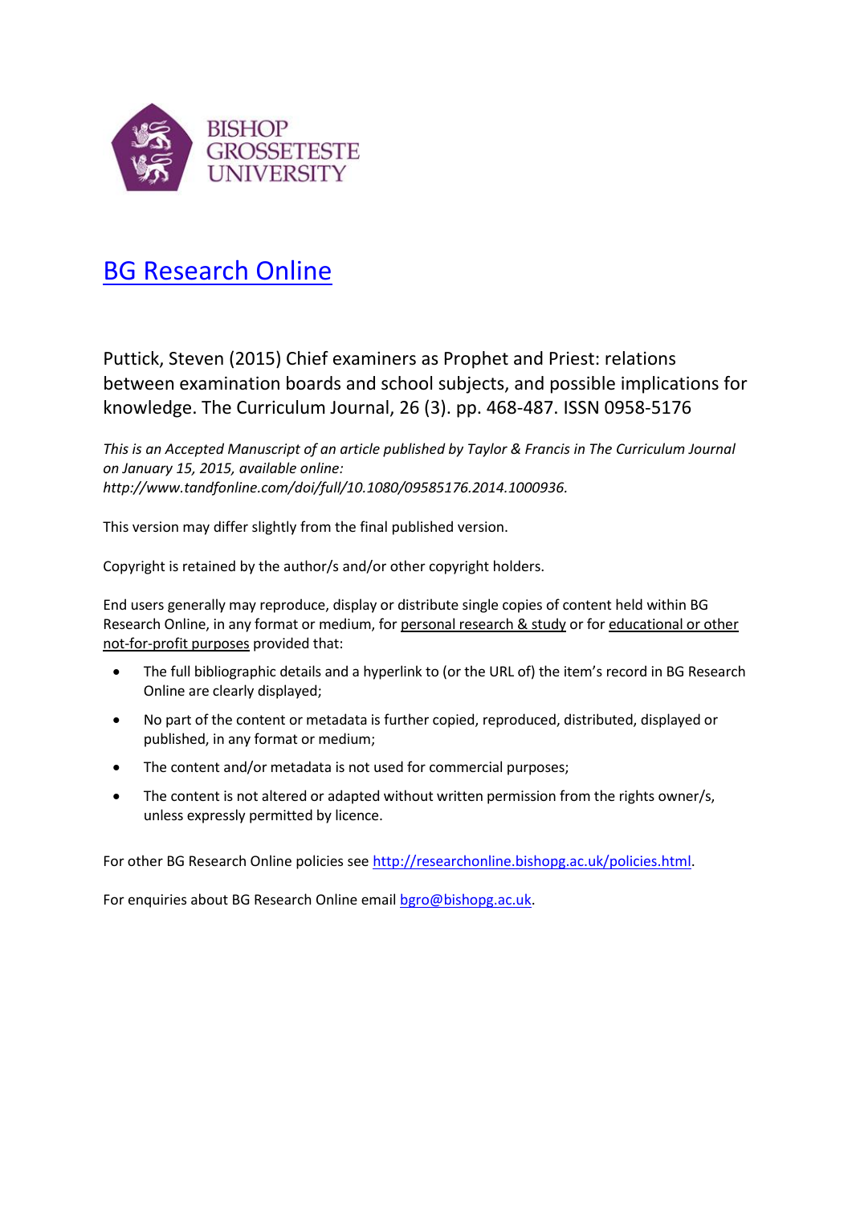BISHOP GROSSETESTE UNIVERSITY

# BG Research Online

Puttick, Steven (2015) Chief examiners as Prophet and Priest: relations between examination boards and school subjects, and possible implications for knowledge. The Curriculum Journal, 26 (3). pp. 468-487. ISSN 0958-5176

*This is an Accepted Manuscript of an article published by Taylor & Francis in The Curriculum Journal on January 15, 2015, available online: http://www.tandfonline.com/doi/full/10.1080/09585176.2014.1000936.*

This version may differ slightly from the final published version.

Copyright is retained by the author/s and/or other copyright holders.

End users generally may reproduce, display or distribute single copies of content held within BG Research Online, in any format or medium, for personal research & study or for educational or other not-for-profit purposes provided that:

- The full bibliographic details and a hyperlink to (or the URL of) the item's record in BG Research Online are clearly displayed;
- No part of the content or metadata is further copied, reproduced, distributed, displayed or published, in any format or medium;
- The content and/or metadata is not used for commercial purposes;
- The content is not altered or adapted without written permission from the rights owner/s, unless expressly permitted by licence.

For other BG Research Online policies see http://researchonline.bishopg.ac.uk/policies.html.

For enquiries about BG Research Online email bgro@bishopg.ac.uk.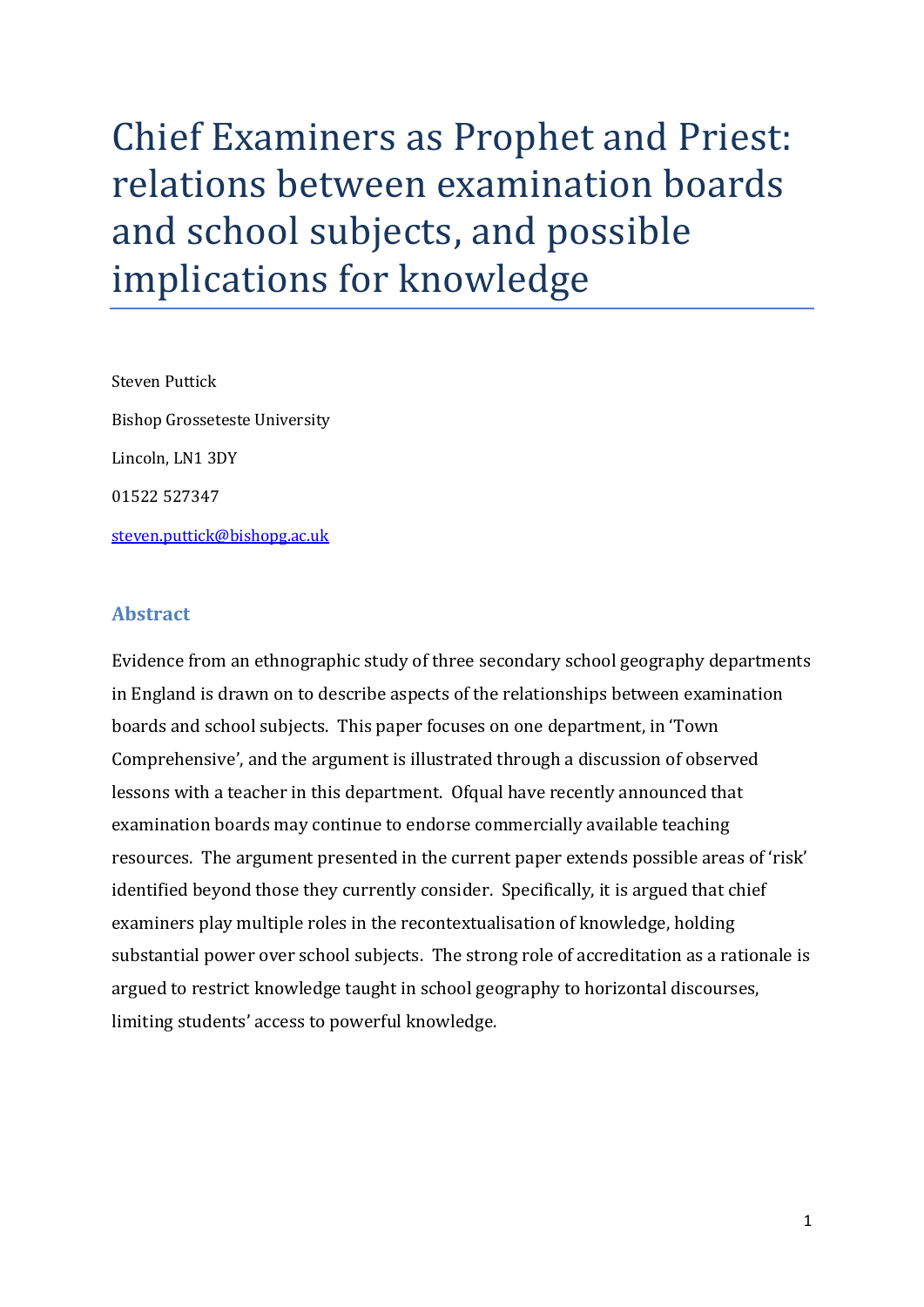# Chief Examiners as Prophet and Priest: relations between examination boards and school subjects, and possible implications for knowledge

Steven Puttick

Bishop Grosseteste University

Lincoln, LN1 3DY

01522 527347

steven.puttick@bishopg.ac.uk

## Abstract

Evidence from an ethnographic study of three secondary school geography departments in England is drawn on to describe aspects of the relationships between examination boards and school subjects. This paper focuses on one department, in 'Town Comprehensive', and the argument is illustrated through a discussion of observed lessons with a teacher in this department. Ofqual have recently announced that examination boards may continue to endorse commercially available teaching resources. The argument presented in the current paper extends possible areas of 'risk' identified beyond those they currently consider. Specifically, it is argued that chief examiners play multiple roles in the recontextualisation of knowledge, holding substantial power over school subjects. The strong role of accreditation as a rationale is argued to restrict knowledge taught in school geography to horizontal discourses, limiting students' access to powerful knowledge.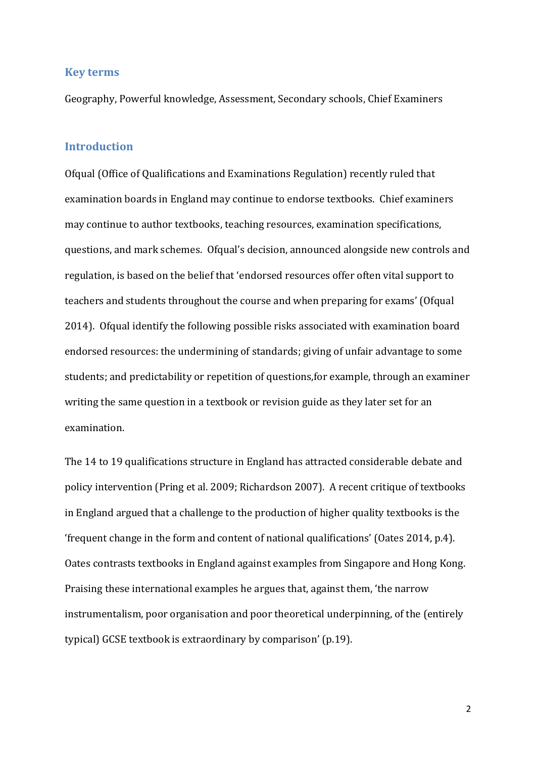## Key terms

Geography, Powerful knowledge, Assessment, Secondary schools, Chief Examiners

## Introduction

Ofqual (Office of Qualifications and Examinations Regulation) recently ruled that examination boards in England may continue to endorse textbooks. Chief examiners may continue to author textbooks, teaching resources, examination specifications, questions, and mark schemes. Ofqual's decision, announced alongside new controls and regulation, is based on the belief that 'endorsed resources offer often vital support to teachers and students throughout the course and when preparing for exams' (Ofqual 2014). Ofqual identify the following possible risks associated with examination board endorsed resources: the undermining of standards; giving of unfair advantage to some students; and predictability or repetition of questions,for example, through an examiner writing the same question in a textbook or revision guide as they later set for an examination.

The 14 to 19 qualifications structure in England has attracted considerable debate and policy intervention (Pring et al. 2009; Richardson 2007). A recent critique of textbooks in England argued that a challenge to the production of higher quality textbooks is the 'frequent change in the form and content of national qualifications' (Oates 2014, p.4). Oates contrasts textbooks in England against examples from Singapore and Hong Kong. Praising these international examples he argues that, against them, 'the narrow instrumentalism, poor organisation and poor theoretical underpinning, of the (entirely typical) GCSE textbook is extraordinary by comparison' (p.19).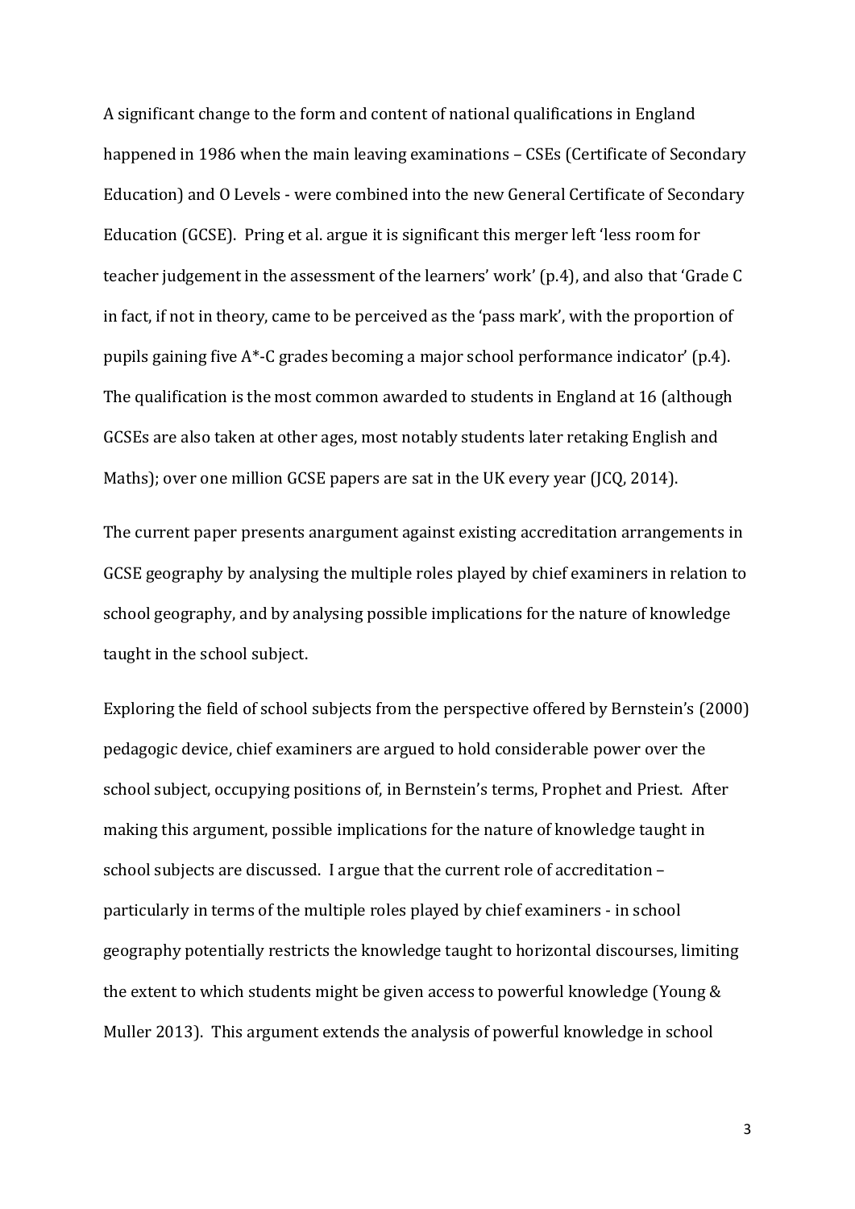A significant change to the form and content of national qualifications in England happened in 1986 when the main leaving examinations – CSEs (Certificate of Secondary Education) and O Levels - were combined into the new General Certificate of Secondary Education (GCSE). Pring et al. argue it is significant this merger left 'less room for teacher judgement in the assessment of the learners' work' (p.4), and also that 'Grade C in fact, if not in theory, came to be perceived as the 'pass mark', with the proportion of pupils gaining five A*-C grades becoming a major school performance indicator' (p.4). The qualification is the most common awarded to students in England at 16 (although GCSEs are also taken at other ages, most notably students later retaking English and Maths); over one million GCSE papers are sat in the UK every year (JCQ, 2014).

The current paper presents anargument against existing accreditation arrangements in GCSE geography by analysing the multiple roles played by chief examiners in relation to school geography, and by analysing possible implications for the nature of knowledge taught in the school subject.

Exploring the field of school subjects from the perspective offered by Bernstein's (2000) pedagogic device, chief examiners are argued to hold considerable power over the school subject, occupying positions of, in Bernstein's terms, Prophet and Priest. After making this argument, possible implications for the nature of knowledge taught in school subjects are discussed. I argue that the current role of accreditation – particularly in terms of the multiple roles played by chief examiners - in school geography potentially restricts the knowledge taught to horizontal discourses, limiting the extent to which students might be given access to powerful knowledge (Young & Muller 2013). This argument extends the analysis of powerful knowledge in school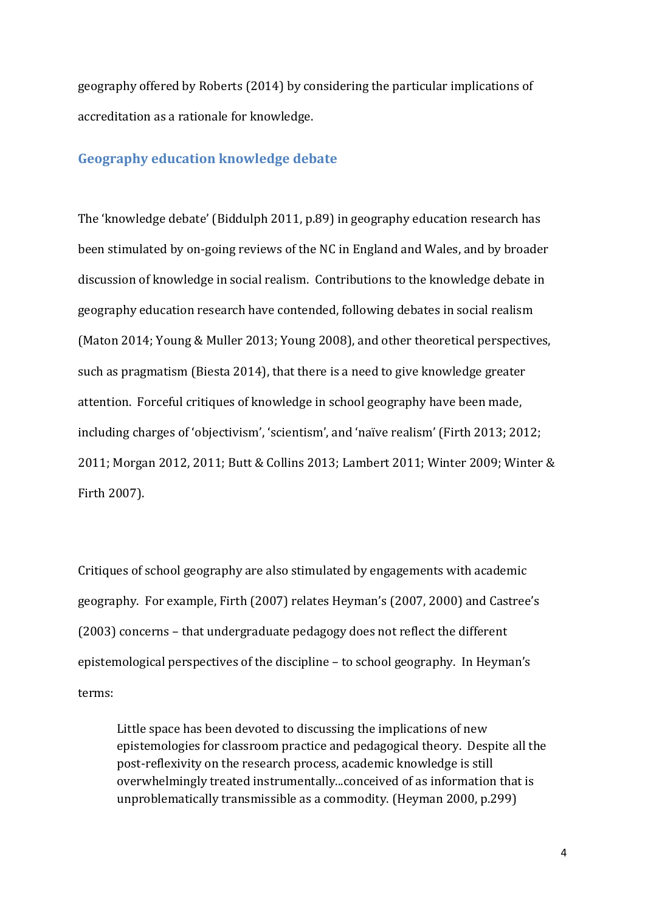geography offered by Roberts (2014) by considering the particular implications of accreditation as a rationale for knowledge.

## Geography education knowledge debate

The 'knowledge debate' (Biddulph 2011, p.89) in geography education research has been stimulated by on-going reviews of the NC in England and Wales, and by broader discussion of knowledge in social realism. Contributions to the knowledge debate in geography education research have contended, following debates in social realism (Maton 2014; Young & Muller 2013; Young 2008), and other theoretical perspectives, such as pragmatism (Biesta 2014), that there is a need to give knowledge greater attention. Forceful critiques of knowledge in school geography have been made, including charges of 'objectivism', 'scientism', and 'naïve realism' (Firth 2013; 2012; 2011; Morgan 2012, 2011; Butt & Collins 2013; Lambert 2011; Winter 2009; Winter & Firth 2007).

Critiques of school geography are also stimulated by engagements with academic geography. For example, Firth (2007) relates Heyman's (2007, 2000) and Castree's (2003) concerns – that undergraduate pedagogy does not reflect the different epistemological perspectives of the discipline – to school geography. In Heyman's terms:

> Little space has been devoted to discussing the implications of new epistemologies for classroom practice and pedagogical theory. Despite all the post-reflexivity on the research process, academic knowledge is still overwhelmingly treated instrumentally...conceived of as information that is unproblematically transmissible as a commodity. (Heyman 2000, p.299)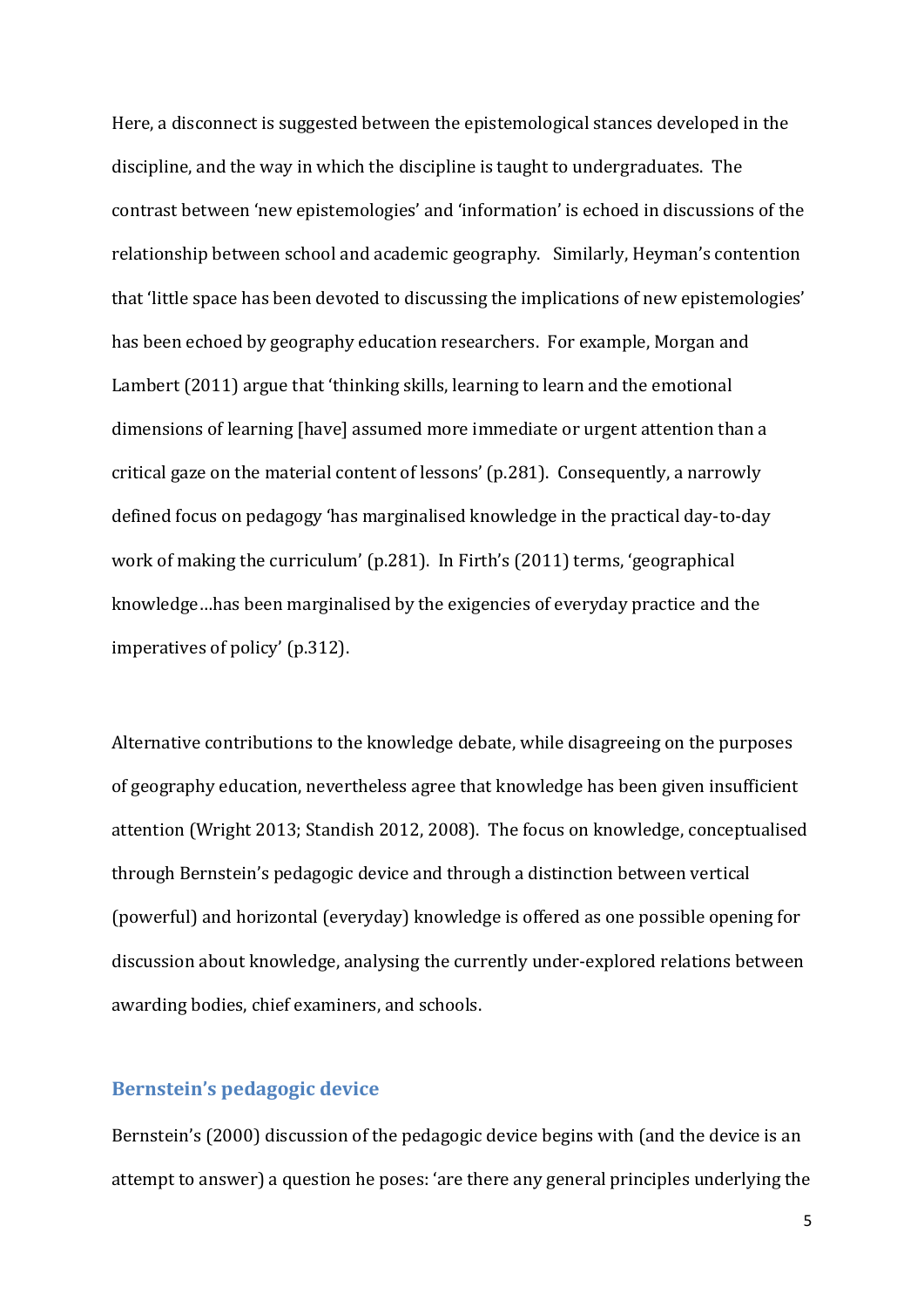Here, a disconnect is suggested between the epistemological stances developed in the discipline, and the way in which the discipline is taught to undergraduates. The contrast between 'new epistemologies' and 'information' is echoed in discussions of the relationship between school and academic geography. Similarly, Heyman's contention that 'little space has been devoted to discussing the implications of new epistemologies' has been echoed by geography education researchers. For example, Morgan and Lambert (2011) argue that 'thinking skills, learning to learn and the emotional dimensions of learning [have] assumed more immediate or urgent attention than a critical gaze on the material content of lessons' (p.281). Consequently, a narrowly defined focus on pedagogy 'has marginalised knowledge in the practical day-to-day work of making the curriculum' (p.281). In Firth's (2011) terms, 'geographical knowledge…has been marginalised by the exigencies of everyday practice and the imperatives of policy' (p.312).

Alternative contributions to the knowledge debate, while disagreeing on the purposes of geography education, nevertheless agree that knowledge has been given insufficient attention (Wright 2013; Standish 2012, 2008). The focus on knowledge, conceptualised through Bernstein's pedagogic device and through a distinction between vertical (powerful) and horizontal (everyday) knowledge is offered as one possible opening for discussion about knowledge, analysing the currently under-explored relations between awarding bodies, chief examiners, and schools.

## Bernstein's pedagogic device

Bernstein's (2000) discussion of the pedagogic device begins with (and the device is an attempt to answer) a question he poses: 'are there any general principles underlying the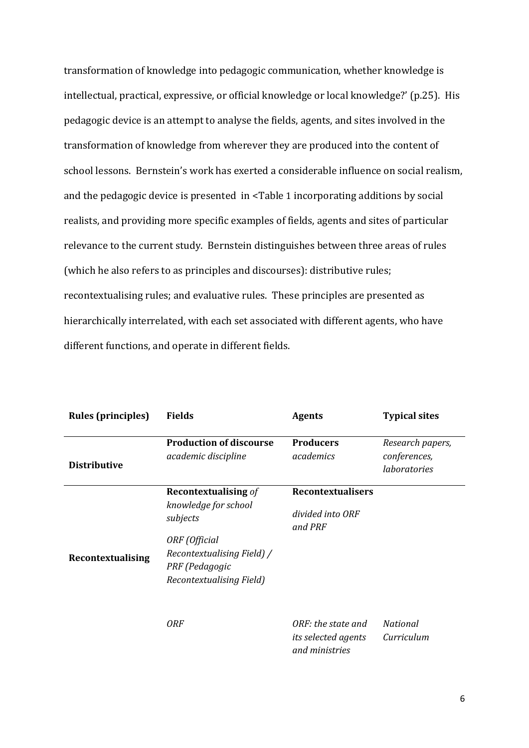transformation of knowledge into pedagogic communication, whether knowledge is intellectual, practical, expressive, or official knowledge or local knowledge?' (p.25). His pedagogic device is an attempt to analyse the fields, agents, and sites involved in the transformation of knowledge from wherever they are produced into the content of school lessons. Bernstein's work has exerted a considerable influence on social realism, and the pedagogic device is presented in <Table 1 incorporating additions by social realists, and providing more specific examples of fields, agents and sites of particular relevance to the current study. Bernstein distinguishes between three areas of rules (which he also refers to as principles and discourses): distributive rules; recontextualising rules; and evaluative rules. These principles are presented as hierarchically interrelated, with each set associated with different agents, who have different functions, and operate in different fields.

| Rules (principles) | Fields | Agents | Typical sites |
|---|---|---|---|
| **Distributive** | **Production of discourse** *academic discipline* | **Producers** *academics* | *Research papers, conferences, laboratories* |
| **Recontextualising** | **Recontextualising** *of knowledge for school subjects* <br> *ORF (Official Recontextualising Field) / PRF (Pedagogic Recontextualising Field)* | **Recontextualisers** <br> *divided into ORF and PRF* | |
| | *ORF* | *ORF: the state and its selected agents and ministries* | *National Curriculum* |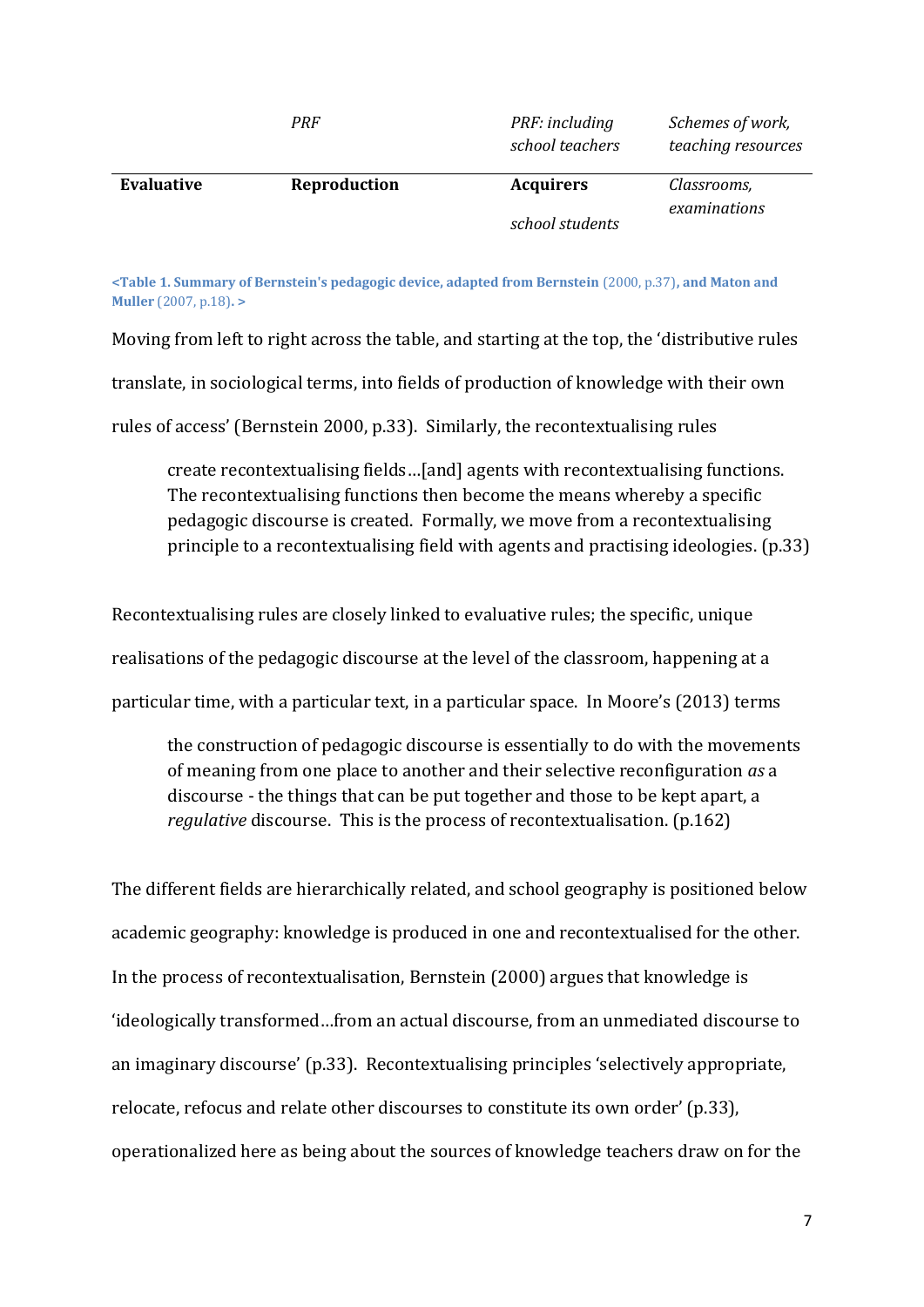| | | | |
|---|---|---|---|
| | *PRF* | *PRF: including school teachers* | *Schemes of work, teaching resources* |
| **Evaluative** | **Reproduction** | **Acquirers**<br><br>*school students* | *Classrooms, examinations* |

<Table 1. Summary of Bernstein's pedagogic device, adapted from Bernstein (2000, p.37), and Maton and Muller (2007, p.18). >

Moving from left to right across the table, and starting at the top, the 'distributive rules translate, in sociological terms, into fields of production of knowledge with their own rules of access' (Bernstein 2000, p.33). Similarly, the recontextualising rules

> create recontextualising fields…[and] agents with recontextualising functions. The recontextualising functions then become the means whereby a specific pedagogic discourse is created. Formally, we move from a recontextualising principle to a recontextualising field with agents and practising ideologies. (p.33)

Recontextualising rules are closely linked to evaluative rules; the specific, unique realisations of the pedagogic discourse at the level of the classroom, happening at a particular time, with a particular text, in a particular space. In Moore's (2013) terms

> the construction of pedagogic discourse is essentially to do with the movements of meaning from one place to another and their selective reconfiguration *as* a discourse - the things that can be put together and those to be kept apart, a *regulative* discourse. This is the process of recontextualisation. (p.162)

The different fields are hierarchically related, and school geography is positioned below academic geography: knowledge is produced in one and recontextualised for the other. In the process of recontextualisation, Bernstein (2000) argues that knowledge is 'ideologically transformed…from an actual discourse, from an unmediated discourse to an imaginary discourse' (p.33). Recontextualising principles 'selectively appropriate, relocate, refocus and relate other discourses to constitute its own order' (p.33), operationalized here as being about the sources of knowledge teachers draw on for the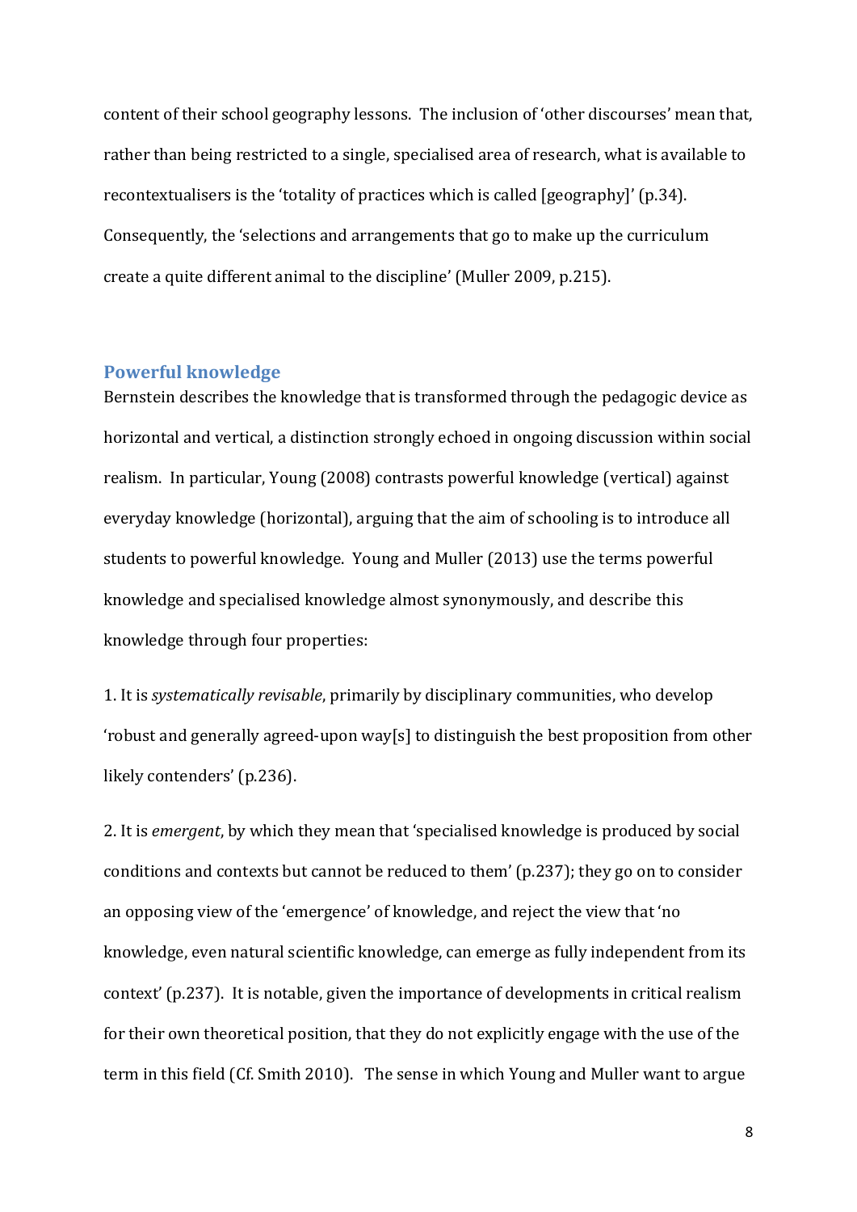content of their school geography lessons. The inclusion of 'other discourses' mean that, rather than being restricted to a single, specialised area of research, what is available to recontextualisers is the 'totality of practices which is called [geography]' (p.34). Consequently, the 'selections and arrangements that go to make up the curriculum create a quite different animal to the discipline' (Muller 2009, p.215).

## Powerful knowledge

Bernstein describes the knowledge that is transformed through the pedagogic device as horizontal and vertical, a distinction strongly echoed in ongoing discussion within social realism. In particular, Young (2008) contrasts powerful knowledge (vertical) against everyday knowledge (horizontal), arguing that the aim of schooling is to introduce all students to powerful knowledge. Young and Muller (2013) use the terms powerful knowledge and specialised knowledge almost synonymously, and describe this knowledge through four properties:

1. It is *systematically revisable*, primarily by disciplinary communities, who develop 'robust and generally agreed-upon way[s] to distinguish the best proposition from other likely contenders' (p.236).

2. It is *emergent*, by which they mean that 'specialised knowledge is produced by social conditions and contexts but cannot be reduced to them' (p.237); they go on to consider an opposing view of the 'emergence' of knowledge, and reject the view that 'no knowledge, even natural scientific knowledge, can emerge as fully independent from its context' (p.237). It is notable, given the importance of developments in critical realism for their own theoretical position, that they do not explicitly engage with the use of the term in this field (Cf. Smith 2010). The sense in which Young and Muller want to argue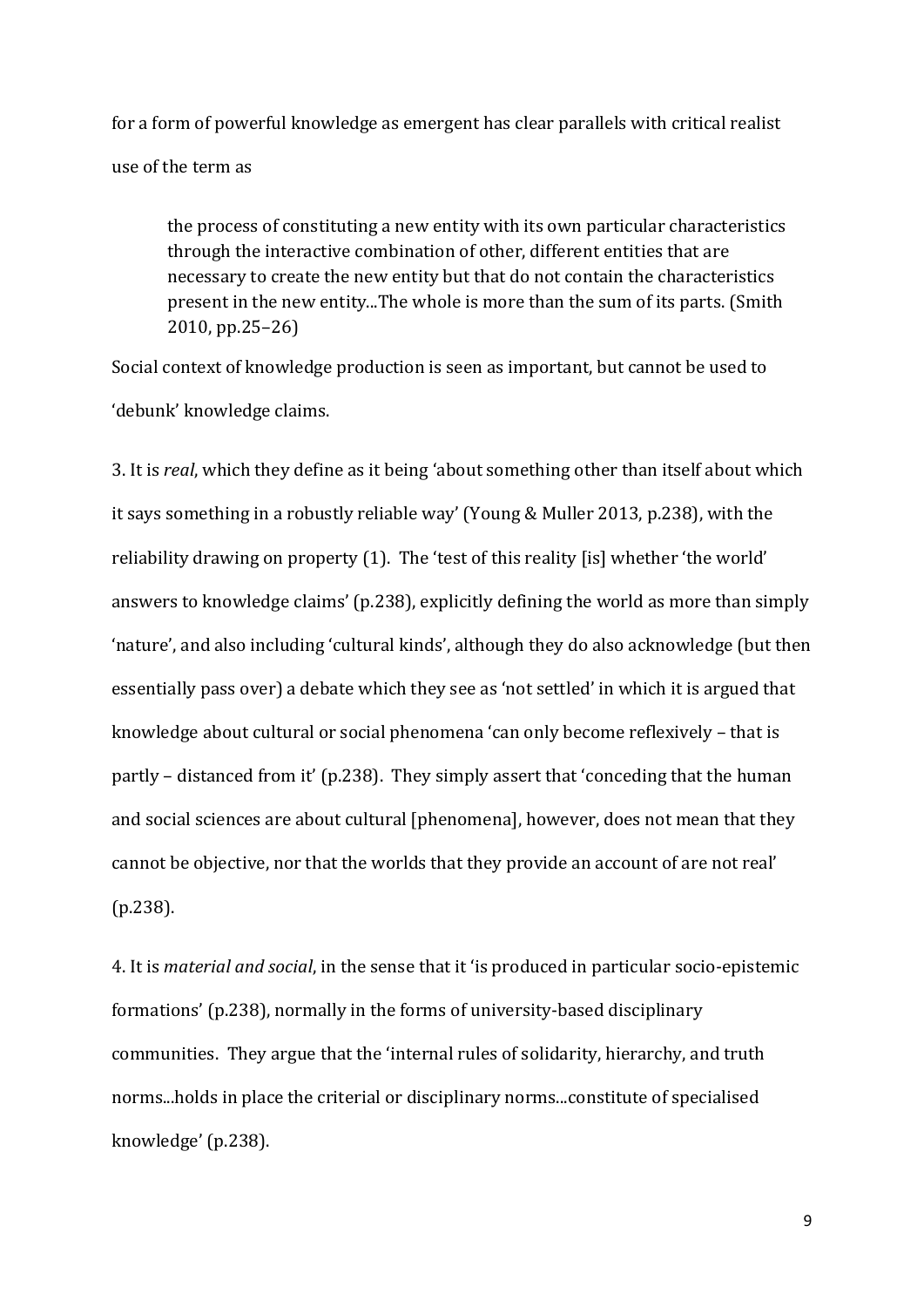for a form of powerful knowledge as emergent has clear parallels with critical realist use of the term as

> the process of constituting a new entity with its own particular characteristics through the interactive combination of other, different entities that are necessary to create the new entity but that do not contain the characteristics present in the new entity...The whole is more than the sum of its parts. (Smith 2010, pp.25–26)

Social context of knowledge production is seen as important, but cannot be used to 'debunk' knowledge claims.

3. It is *real*, which they define as it being 'about something other than itself about which it says something in a robustly reliable way' (Young & Muller 2013, p.238), with the reliability drawing on property (1). The 'test of this reality [is] whether 'the world' answers to knowledge claims' (p.238), explicitly defining the world as more than simply 'nature', and also including 'cultural kinds', although they do also acknowledge (but then essentially pass over) a debate which they see as 'not settled' in which it is argued that knowledge about cultural or social phenomena 'can only become reflexively – that is partly – distanced from it' (p.238). They simply assert that 'conceding that the human and social sciences are about cultural [phenomena], however, does not mean that they cannot be objective, nor that the worlds that they provide an account of are not real' (p.238).

4. It is *material and social*, in the sense that it 'is produced in particular socio-epistemic formations' (p.238), normally in the forms of university-based disciplinary communities. They argue that the 'internal rules of solidarity, hierarchy, and truth norms...holds in place the criterial or disciplinary norms...constitute of specialised knowledge' (p.238).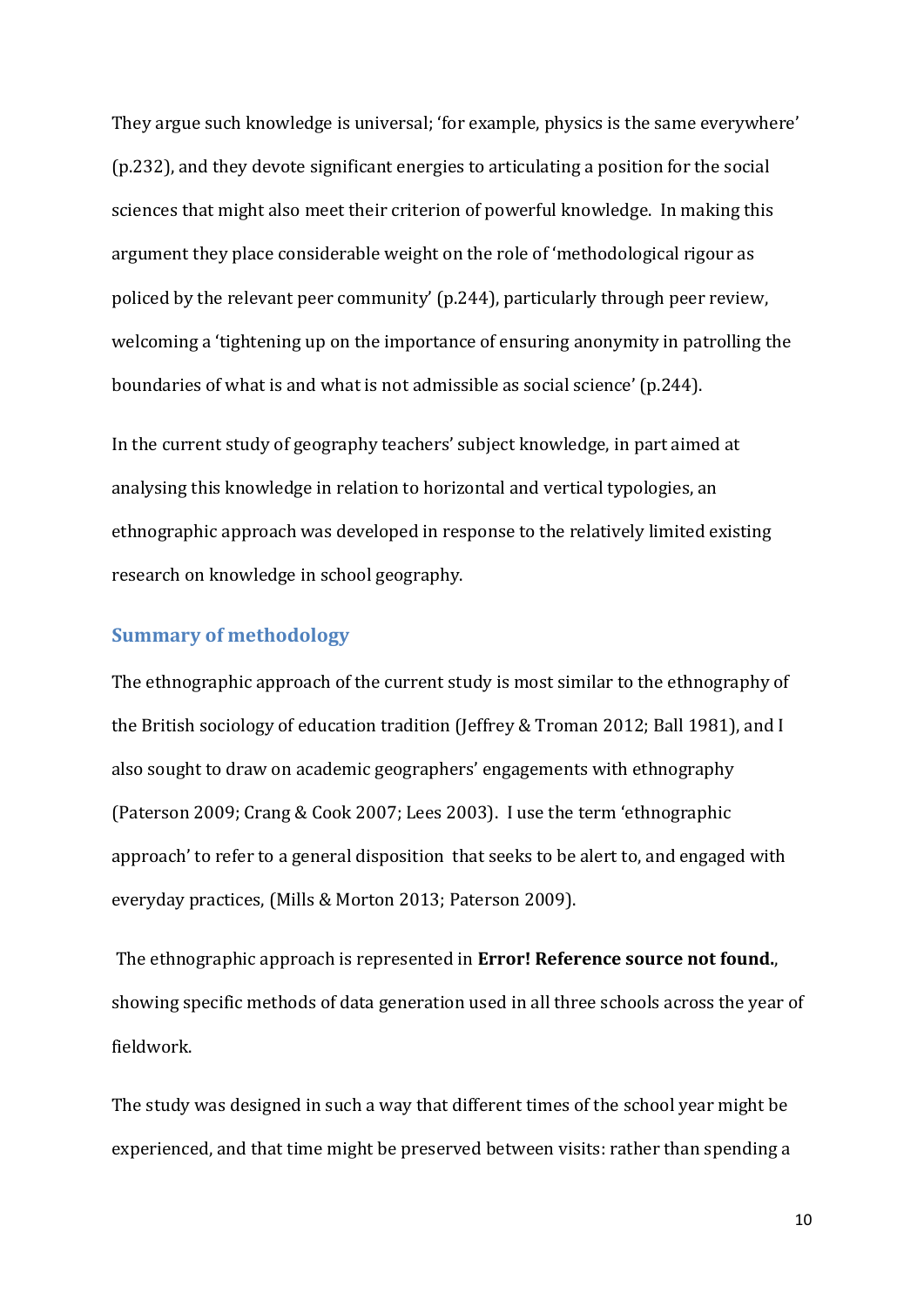They argue such knowledge is universal; 'for example, physics is the same everywhere' (p.232), and they devote significant energies to articulating a position for the social sciences that might also meet their criterion of powerful knowledge. In making this argument they place considerable weight on the role of 'methodological rigour as policed by the relevant peer community' (p.244), particularly through peer review, welcoming a 'tightening up on the importance of ensuring anonymity in patrolling the boundaries of what is and what is not admissible as social science' (p.244).

In the current study of geography teachers' subject knowledge, in part aimed at analysing this knowledge in relation to horizontal and vertical typologies, an ethnographic approach was developed in response to the relatively limited existing research on knowledge in school geography.

## Summary of methodology

The ethnographic approach of the current study is most similar to the ethnography of the British sociology of education tradition (Jeffrey & Troman 2012; Ball 1981), and I also sought to draw on academic geographers' engagements with ethnography (Paterson 2009; Crang & Cook 2007; Lees 2003). I use the term 'ethnographic approach' to refer to a general disposition that seeks to be alert to, and engaged with everyday practices, (Mills & Morton 2013; Paterson 2009).

The ethnographic approach is represented in **Error! Reference source not found.**, showing specific methods of data generation used in all three schools across the year of fieldwork.

The study was designed in such a way that different times of the school year might be experienced, and that time might be preserved between visits: rather than spending a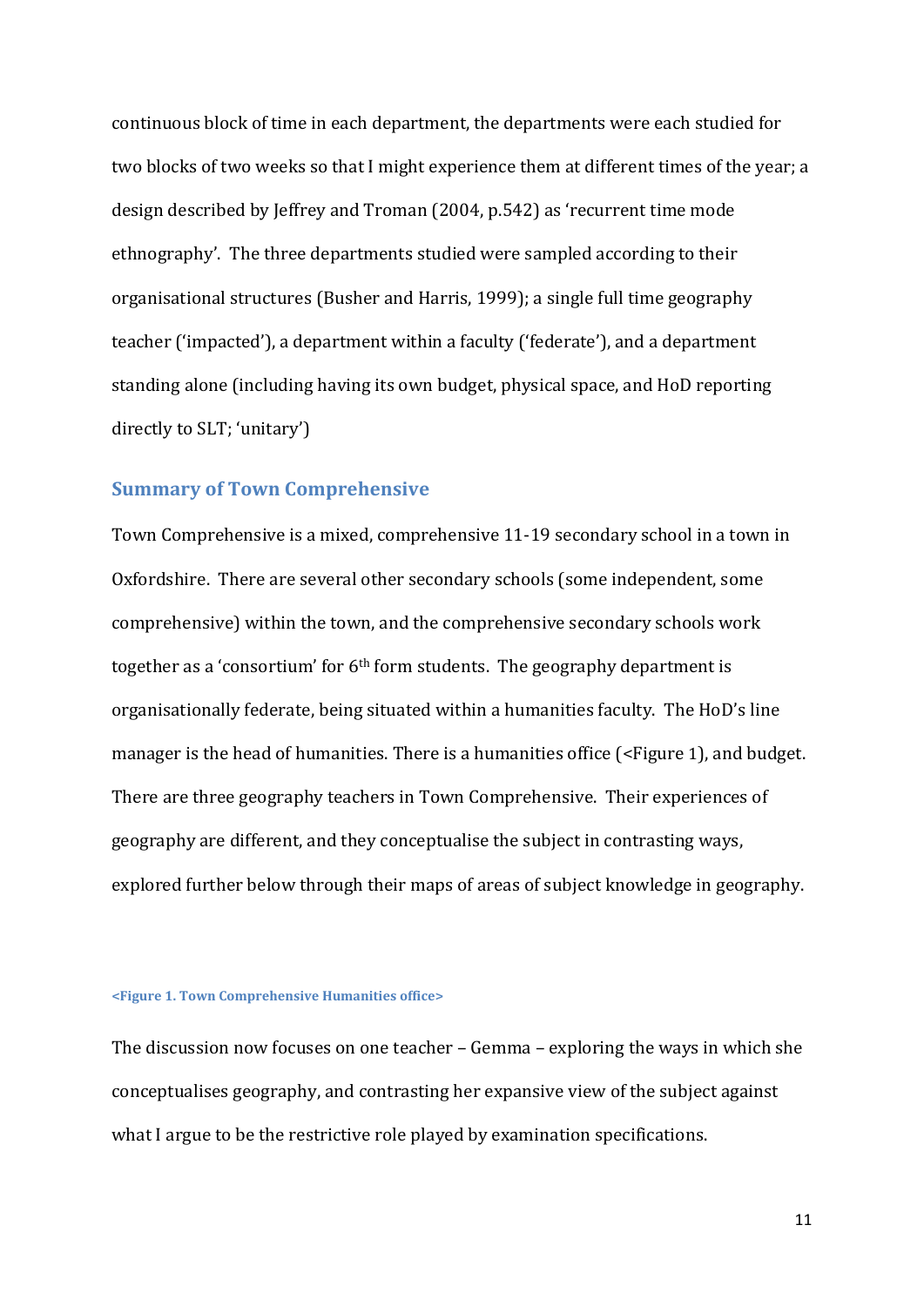continuous block of time in each department, the departments were each studied for two blocks of two weeks so that I might experience them at different times of the year; a design described by Jeffrey and Troman (2004, p.542) as 'recurrent time mode ethnography'. The three departments studied were sampled according to their organisational structures (Busher and Harris, 1999); a single full time geography teacher ('impacted'), a department within a faculty ('federate'), and a department standing alone (including having its own budget, physical space, and HoD reporting directly to SLT; 'unitary')

## Summary of Town Comprehensive

Town Comprehensive is a mixed, comprehensive 11-19 secondary school in a town in Oxfordshire. There are several other secondary schools (some independent, some comprehensive) within the town, and the comprehensive secondary schools work together as a 'consortium' for 6th form students. The geography department is organisationally federate, being situated within a humanities faculty. The HoD's line manager is the head of humanities. There is a humanities office (<Figure 1), and budget. There are three geography teachers in Town Comprehensive. Their experiences of geography are different, and they conceptualise the subject in contrasting ways, explored further below through their maps of areas of subject knowledge in geography.

**<Figure 1. Town Comprehensive Humanities office>**

The discussion now focuses on one teacher – Gemma – exploring the ways in which she conceptualises geography, and contrasting her expansive view of the subject against what I argue to be the restrictive role played by examination specifications.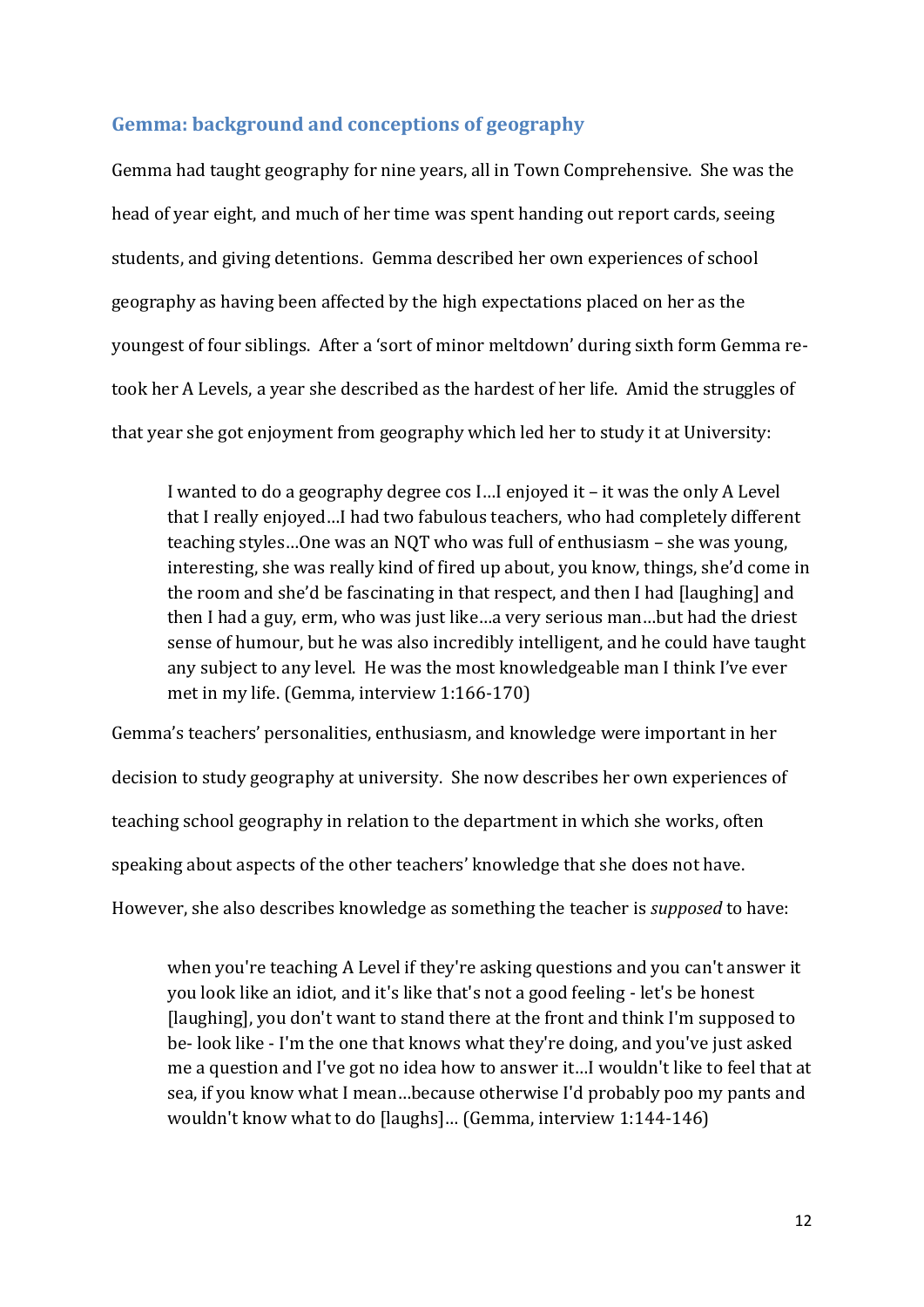## Gemma: background and conceptions of geography

Gemma had taught geography for nine years, all in Town Comprehensive. She was the head of year eight, and much of her time was spent handing out report cards, seeing students, and giving detentions. Gemma described her own experiences of school geography as having been affected by the high expectations placed on her as the youngest of four siblings. After a 'sort of minor meltdown' during sixth form Gemma re-took her A Levels, a year she described as the hardest of her life. Amid the struggles of that year she got enjoyment from geography which led her to study it at University:

> I wanted to do a geography degree cos I…I enjoyed it – it was the only A Level that I really enjoyed…I had two fabulous teachers, who had completely different teaching styles…One was an NQT who was full of enthusiasm – she was young, interesting, she was really kind of fired up about, you know, things, she'd come in the room and she'd be fascinating in that respect, and then I had [laughing] and then I had a guy, erm, who was just like…a very serious man…but had the driest sense of humour, but he was also incredibly intelligent, and he could have taught any subject to any level. He was the most knowledgeable man I think I've ever met in my life. (Gemma, interview 1:166-170)

Gemma's teachers' personalities, enthusiasm, and knowledge were important in her decision to study geography at university. She now describes her own experiences of teaching school geography in relation to the department in which she works, often speaking about aspects of the other teachers' knowledge that she does not have. However, she also describes knowledge as something the teacher is *supposed* to have:

> when you're teaching A Level if they're asking questions and you can't answer it you look like an idiot, and it's like that's not a good feeling - let's be honest [laughing], you don't want to stand there at the front and think I'm supposed to be- look like - I'm the one that knows what they're doing, and you've just asked me a question and I've got no idea how to answer it…I wouldn't like to feel that at sea, if you know what I mean…because otherwise I'd probably poo my pants and wouldn't know what to do [laughs]… (Gemma, interview 1:144-146)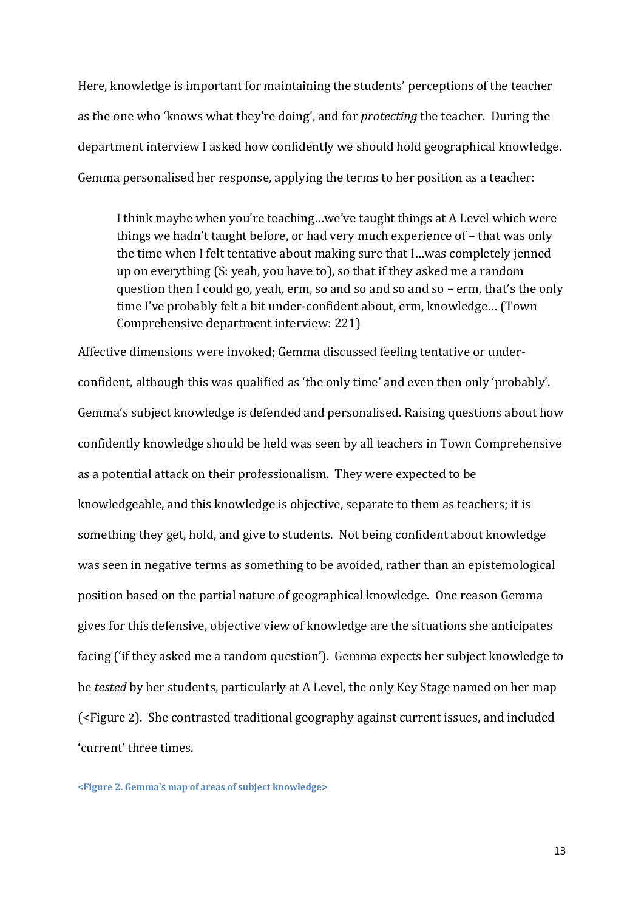Here, knowledge is important for maintaining the students' perceptions of the teacher as the one who 'knows what they're doing', and for *protecting* the teacher. During the department interview I asked how confidently we should hold geographical knowledge. Gemma personalised her response, applying the terms to her position as a teacher:

> I think maybe when you're teaching…we've taught things at A Level which were things we hadn't taught before, or had very much experience of – that was only the time when I felt tentative about making sure that I…was completely jenned up on everything (S: yeah, you have to), so that if they asked me a random question then I could go, yeah, erm, so and so and so and so – erm, that's the only time I've probably felt a bit under-confident about, erm, knowledge… (Town Comprehensive department interview: 221)

Affective dimensions were invoked; Gemma discussed feeling tentative or under-confident, although this was qualified as 'the only time' and even then only 'probably'. Gemma's subject knowledge is defended and personalised. Raising questions about how confidently knowledge should be held was seen by all teachers in Town Comprehensive as a potential attack on their professionalism. They were expected to be knowledgeable, and this knowledge is objective, separate to them as teachers; it is something they get, hold, and give to students. Not being confident about knowledge was seen in negative terms as something to be avoided, rather than an epistemological position based on the partial nature of geographical knowledge. One reason Gemma gives for this defensive, objective view of knowledge are the situations she anticipates facing ('if they asked me a random question'). Gemma expects her subject knowledge to be *tested* by her students, particularly at A Level, the only Key Stage named on her map (<Figure 2). She contrasted traditional geography against current issues, and included 'current' three times.

**<Figure 2. Gemma's map of areas of subject knowledge>**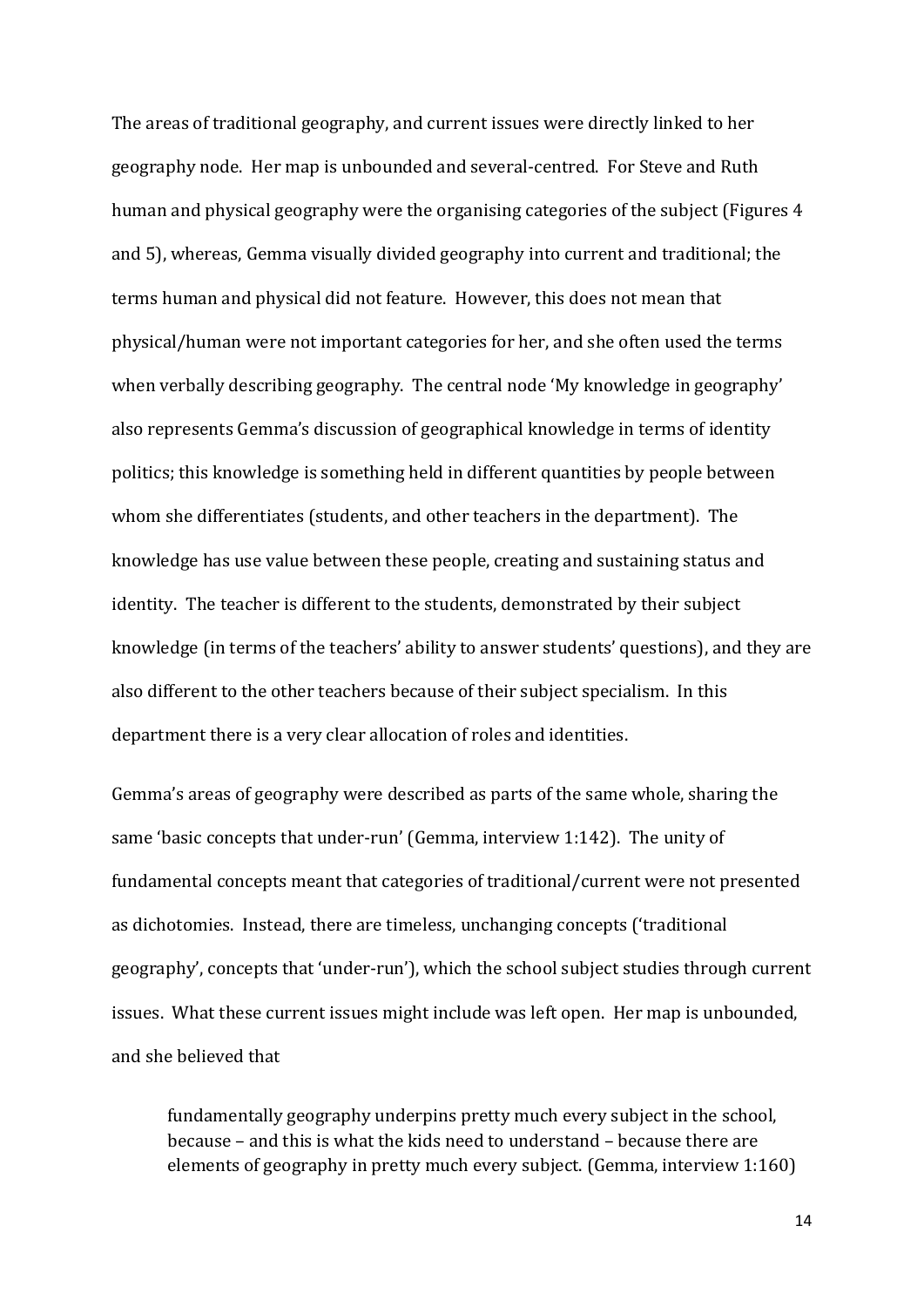The areas of traditional geography, and current issues were directly linked to her geography node. Her map is unbounded and several-centred. For Steve and Ruth human and physical geography were the organising categories of the subject (Figures 4 and 5), whereas, Gemma visually divided geography into current and traditional; the terms human and physical did not feature. However, this does not mean that physical/human were not important categories for her, and she often used the terms when verbally describing geography. The central node 'My knowledge in geography' also represents Gemma's discussion of geographical knowledge in terms of identity politics; this knowledge is something held in different quantities by people between whom she differentiates (students, and other teachers in the department). The knowledge has use value between these people, creating and sustaining status and identity. The teacher is different to the students, demonstrated by their subject knowledge (in terms of the teachers' ability to answer students' questions), and they are also different to the other teachers because of their subject specialism. In this department there is a very clear allocation of roles and identities.

Gemma's areas of geography were described as parts of the same whole, sharing the same 'basic concepts that under-run' (Gemma, interview 1:142). The unity of fundamental concepts meant that categories of traditional/current were not presented as dichotomies. Instead, there are timeless, unchanging concepts ('traditional geography', concepts that 'under-run'), which the school subject studies through current issues. What these current issues might include was left open. Her map is unbounded, and she believed that

> fundamentally geography underpins pretty much every subject in the school, because – and this is what the kids need to understand – because there are elements of geography in pretty much every subject. (Gemma, interview 1:160)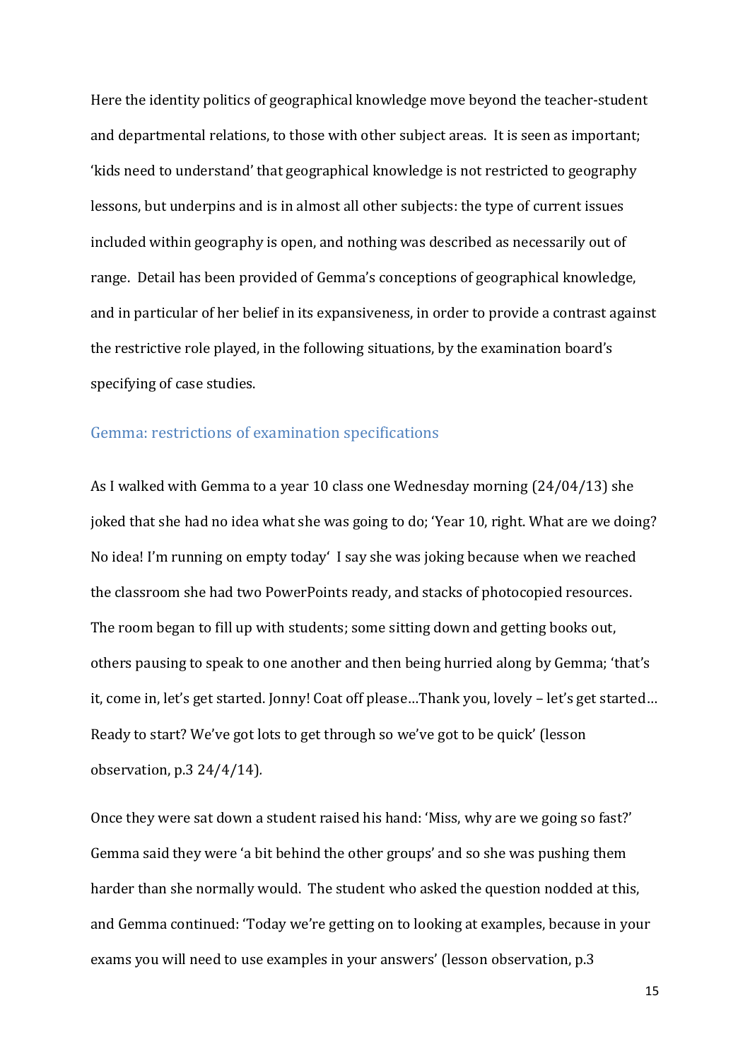Here the identity politics of geographical knowledge move beyond the teacher-student and departmental relations, to those with other subject areas. It is seen as important; 'kids need to understand' that geographical knowledge is not restricted to geography lessons, but underpins and is in almost all other subjects: the type of current issues included within geography is open, and nothing was described as necessarily out of range. Detail has been provided of Gemma's conceptions of geographical knowledge, and in particular of her belief in its expansiveness, in order to provide a contrast against the restrictive role played, in the following situations, by the examination board's specifying of case studies.

### Gemma: restrictions of examination specifications

As I walked with Gemma to a year 10 class one Wednesday morning (24/04/13) she joked that she had no idea what she was going to do; 'Year 10, right. What are we doing? No idea! I'm running on empty today' I say she was joking because when we reached the classroom she had two PowerPoints ready, and stacks of photocopied resources. The room began to fill up with students; some sitting down and getting books out, others pausing to speak to one another and then being hurried along by Gemma; 'that's it, come in, let's get started. Jonny! Coat off please…Thank you, lovely – let's get started… Ready to start? We've got lots to get through so we've got to be quick' (lesson observation, p.3 24/4/14).

Once they were sat down a student raised his hand: 'Miss, why are we going so fast?' Gemma said they were 'a bit behind the other groups' and so she was pushing them harder than she normally would. The student who asked the question nodded at this, and Gemma continued: 'Today we're getting on to looking at examples, because in your exams you will need to use examples in your answers' (lesson observation, p.3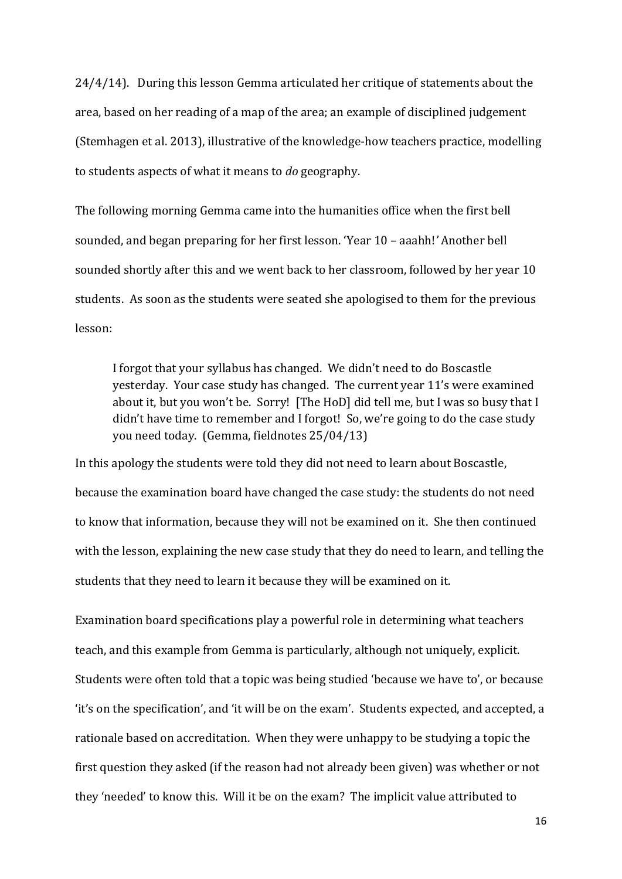24/4/14). During this lesson Gemma articulated her critique of statements about the area, based on her reading of a map of the area; an example of disciplined judgement (Stemhagen et al. 2013), illustrative of the knowledge-how teachers practice, modelling to students aspects of what it means to *do* geography.

The following morning Gemma came into the humanities office when the first bell sounded, and began preparing for her first lesson. 'Year 10 – aaahh!' Another bell sounded shortly after this and we went back to her classroom, followed by her year 10 students. As soon as the students were seated she apologised to them for the previous lesson:

> I forgot that your syllabus has changed. We didn't need to do Boscastle yesterday. Your case study has changed. The current year 11's were examined about it, but you won't be. Sorry! [The HoD] did tell me, but I was so busy that I didn't have time to remember and I forgot! So, we're going to do the case study you need today. (Gemma, fieldnotes 25/04/13)

In this apology the students were told they did not need to learn about Boscastle, because the examination board have changed the case study: the students do not need to know that information, because they will not be examined on it. She then continued with the lesson, explaining the new case study that they do need to learn, and telling the students that they need to learn it because they will be examined on it.

Examination board specifications play a powerful role in determining what teachers teach, and this example from Gemma is particularly, although not uniquely, explicit. Students were often told that a topic was being studied 'because we have to', or because 'it's on the specification', and 'it will be on the exam'. Students expected, and accepted, a rationale based on accreditation. When they were unhappy to be studying a topic the first question they asked (if the reason had not already been given) was whether or not they 'needed' to know this. Will it be on the exam? The implicit value attributed to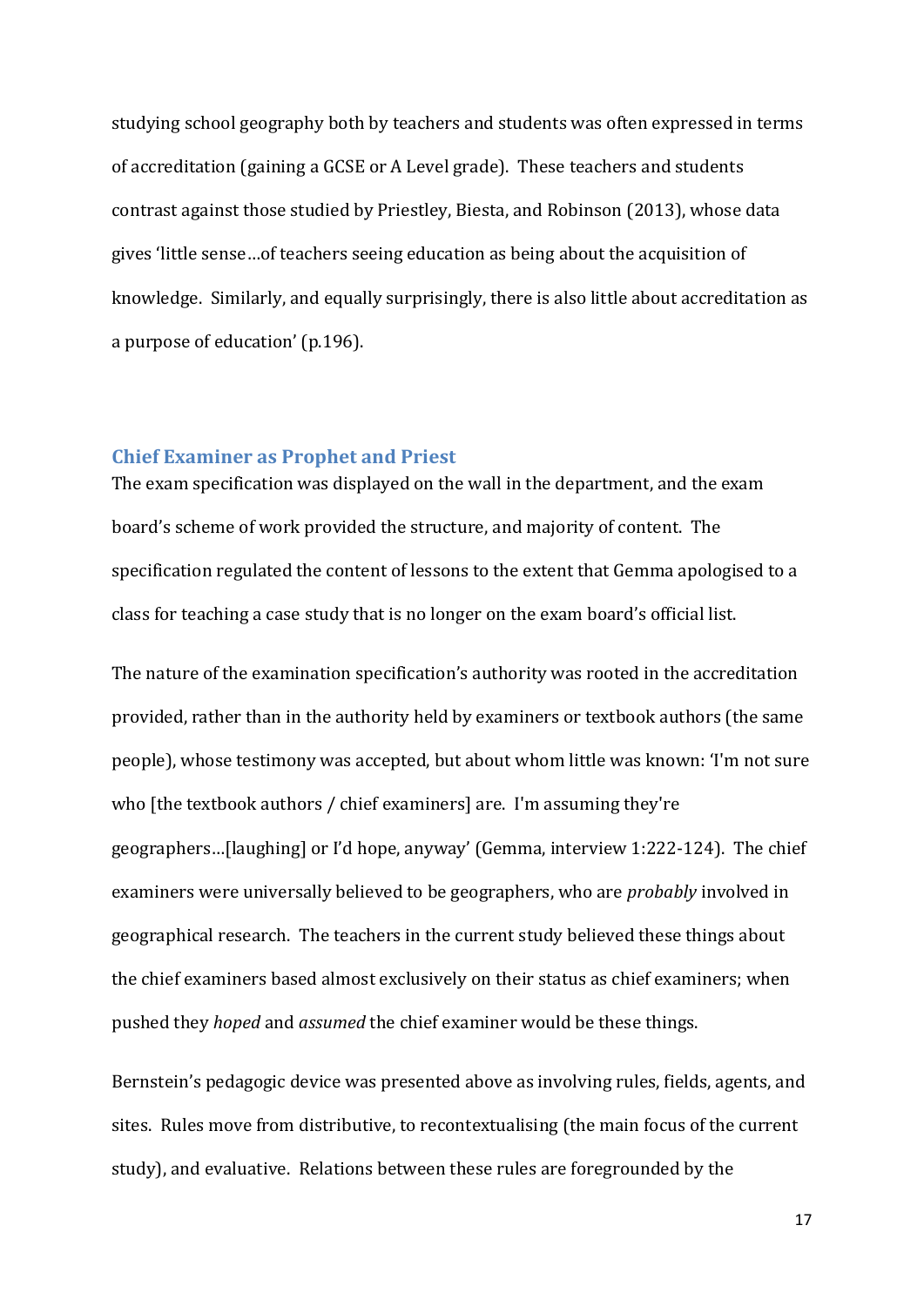studying school geography both by teachers and students was often expressed in terms of accreditation (gaining a GCSE or A Level grade). These teachers and students contrast against those studied by Priestley, Biesta, and Robinson (2013), whose data gives 'little sense…of teachers seeing education as being about the acquisition of knowledge. Similarly, and equally surprisingly, there is also little about accreditation as a purpose of education' (p.196).

## Chief Examiner as Prophet and Priest

The exam specification was displayed on the wall in the department, and the exam board's scheme of work provided the structure, and majority of content. The specification regulated the content of lessons to the extent that Gemma apologised to a class for teaching a case study that is no longer on the exam board's official list.

The nature of the examination specification's authority was rooted in the accreditation provided, rather than in the authority held by examiners or textbook authors (the same people), whose testimony was accepted, but about whom little was known: 'I'm not sure who [the textbook authors / chief examiners] are. I'm assuming they're geographers…[laughing] or I'd hope, anyway' (Gemma, interview 1:222-124). The chief examiners were universally believed to be geographers, who are *probably* involved in geographical research. The teachers in the current study believed these things about the chief examiners based almost exclusively on their status as chief examiners; when pushed they *hoped* and *assumed* the chief examiner would be these things.

Bernstein's pedagogic device was presented above as involving rules, fields, agents, and sites. Rules move from distributive, to recontextualising (the main focus of the current study), and evaluative. Relations between these rules are foregrounded by the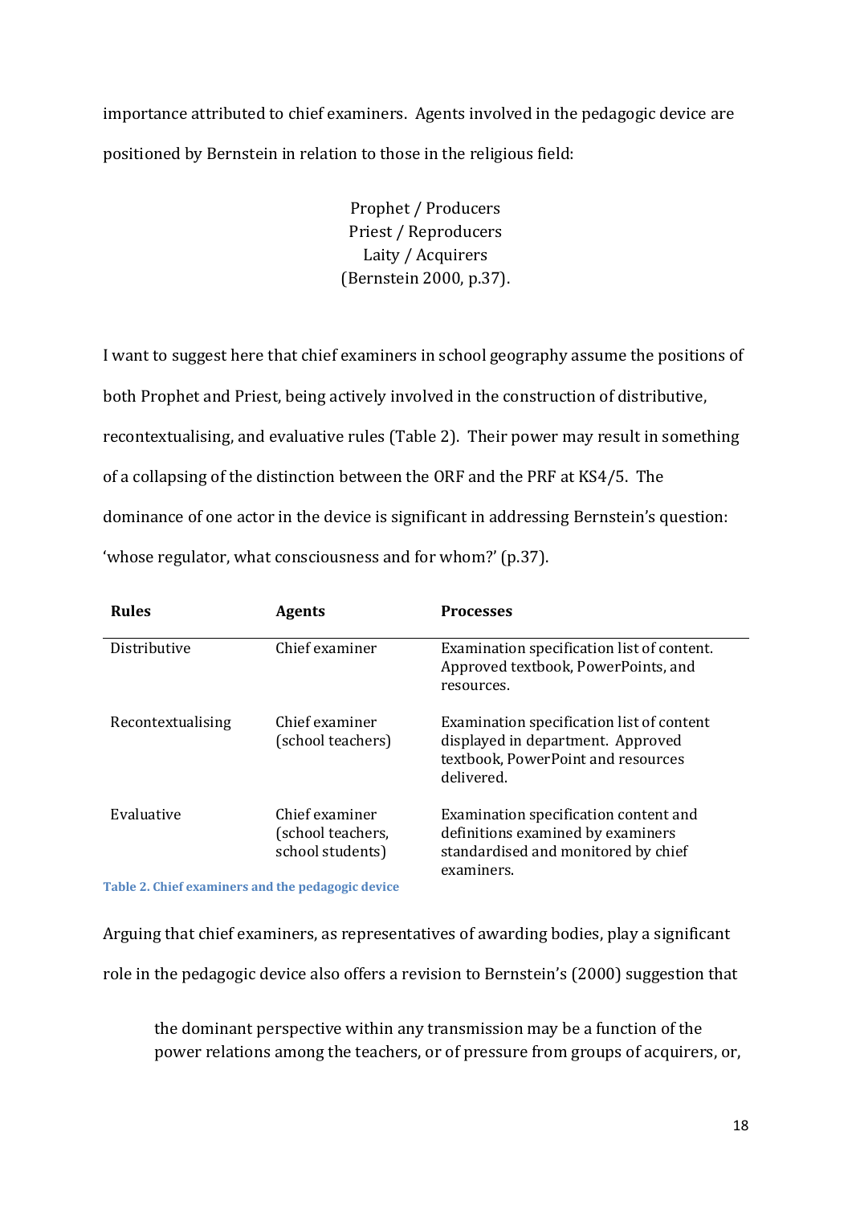importance attributed to chief examiners. Agents involved in the pedagogic device are positioned by Bernstein in relation to those in the religious field:

> Prophet / Producers
> Priest / Reproducers
> Laity / Acquirers
> (Bernstein 2000, p.37).

I want to suggest here that chief examiners in school geography assume the positions of both Prophet and Priest, being actively involved in the construction of distributive, recontextualising, and evaluative rules (Table 2). Their power may result in something of a collapsing of the distinction between the ORF and the PRF at KS4/5. The dominance of one actor in the device is significant in addressing Bernstein's question: 'whose regulator, what consciousness and for whom?' (p.37).

| Rules | Agents | Processes |
|---|---|---|
| Distributive | Chief examiner | Examination specification list of content. Approved textbook, PowerPoints, and resources. |
| Recontextualising | Chief examiner (school teachers) | Examination specification list of content displayed in department. Approved textbook, PowerPoint and resources delivered. |
| Evaluative | Chief examiner (school teachers, school students) | Examination specification content and definitions examined by examiners standardised and monitored by chief examiners. |

**Table 2. Chief examiners and the pedagogic device**

Arguing that chief examiners, as representatives of awarding bodies, play a significant role in the pedagogic device also offers a revision to Bernstein's (2000) suggestion that

> the dominant perspective within any transmission may be a function of the power relations among the teachers, or of pressure from groups of acquirers, or,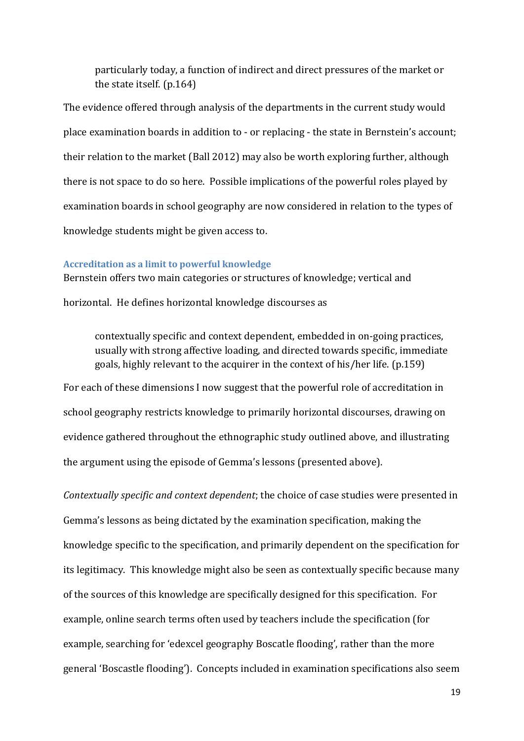> particularly today, a function of indirect and direct pressures of the market or the state itself. (p.164)

The evidence offered through analysis of the departments in the current study would place examination boards in addition to - or replacing - the state in Bernstein's account; their relation to the market (Ball 2012) may also be worth exploring further, although there is not space to do so here. Possible implications of the powerful roles played by examination boards in school geography are now considered in relation to the types of knowledge students might be given access to.

### Accreditation as a limit to powerful knowledge

Bernstein offers two main categories or structures of knowledge; vertical and horizontal. He defines horizontal knowledge discourses as

> contextually specific and context dependent, embedded in on-going practices, usually with strong affective loading, and directed towards specific, immediate goals, highly relevant to the acquirer in the context of his/her life. (p.159)

For each of these dimensions I now suggest that the powerful role of accreditation in school geography restricts knowledge to primarily horizontal discourses, drawing on evidence gathered throughout the ethnographic study outlined above, and illustrating the argument using the episode of Gemma's lessons (presented above).

*Contextually specific and context dependent*; the choice of case studies were presented in Gemma's lessons as being dictated by the examination specification, making the knowledge specific to the specification, and primarily dependent on the specification for its legitimacy. This knowledge might also be seen as contextually specific because many of the sources of this knowledge are specifically designed for this specification. For example, online search terms often used by teachers include the specification (for example, searching for 'edexcel geography Boscatle flooding', rather than the more general 'Boscastle flooding'). Concepts included in examination specifications also seem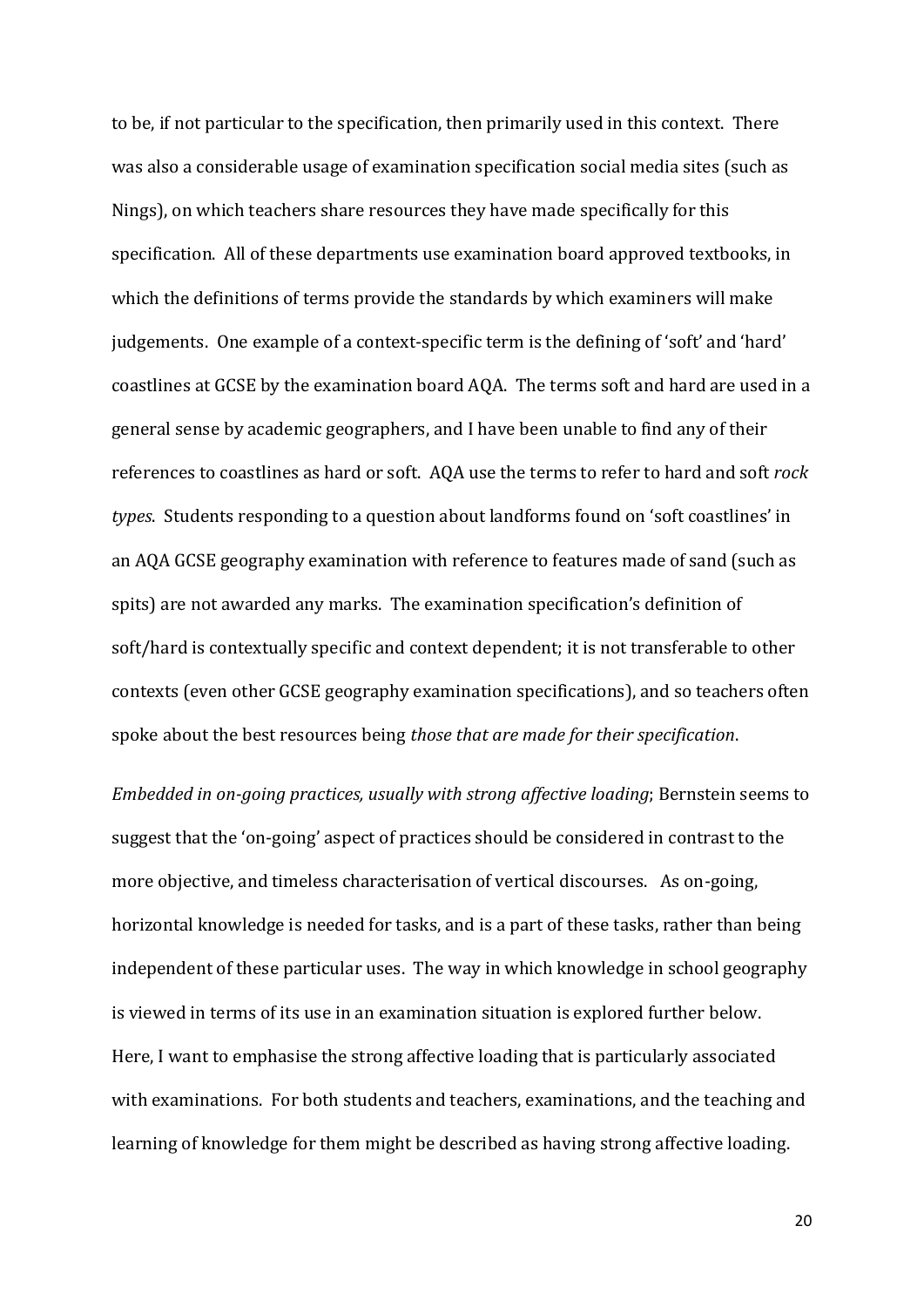to be, if not particular to the specification, then primarily used in this context. There was also a considerable usage of examination specification social media sites (such as Nings), on which teachers share resources they have made specifically for this specification. All of these departments use examination board approved textbooks, in which the definitions of terms provide the standards by which examiners will make judgements. One example of a context-specific term is the defining of 'soft' and 'hard' coastlines at GCSE by the examination board AQA. The terms soft and hard are used in a general sense by academic geographers, and I have been unable to find any of their references to coastlines as hard or soft. AQA use the terms to refer to hard and soft *rock types*. Students responding to a question about landforms found on 'soft coastlines' in an AQA GCSE geography examination with reference to features made of sand (such as spits) are not awarded any marks. The examination specification's definition of soft/hard is contextually specific and context dependent; it is not transferable to other contexts (even other GCSE geography examination specifications), and so teachers often spoke about the best resources being *those that are made for their specification*.

*Embedded in on-going practices, usually with strong affective loading*; Bernstein seems to suggest that the 'on-going' aspect of practices should be considered in contrast to the more objective, and timeless characterisation of vertical discourses. As on-going, horizontal knowledge is needed for tasks, and is a part of these tasks, rather than being independent of these particular uses. The way in which knowledge in school geography is viewed in terms of its use in an examination situation is explored further below. Here, I want to emphasise the strong affective loading that is particularly associated with examinations. For both students and teachers, examinations, and the teaching and learning of knowledge for them might be described as having strong affective loading.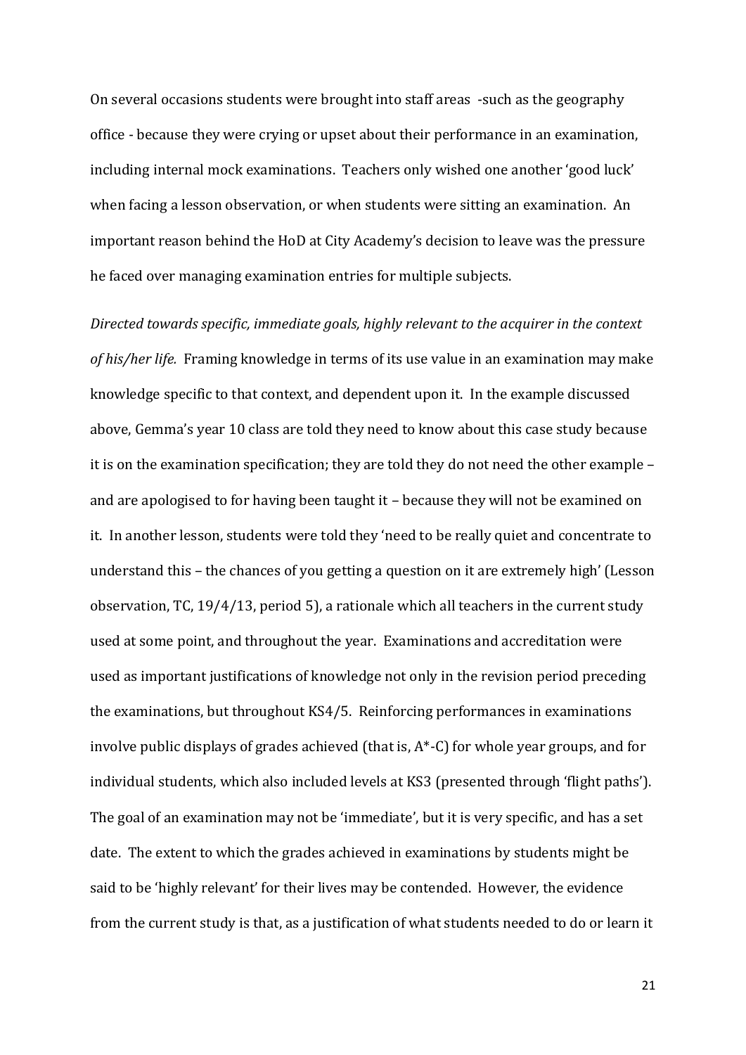On several occasions students were brought into staff areas -such as the geography office - because they were crying or upset about their performance in an examination, including internal mock examinations. Teachers only wished one another 'good luck' when facing a lesson observation, or when students were sitting an examination. An important reason behind the HoD at City Academy's decision to leave was the pressure he faced over managing examination entries for multiple subjects.

*Directed towards specific, immediate goals, highly relevant to the acquirer in the context of his/her life.* Framing knowledge in terms of its use value in an examination may make knowledge specific to that context, and dependent upon it. In the example discussed above, Gemma's year 10 class are told they need to know about this case study because it is on the examination specification; they are told they do not need the other example – and are apologised to for having been taught it – because they will not be examined on it. In another lesson, students were told they 'need to be really quiet and concentrate to understand this – the chances of you getting a question on it are extremely high' (Lesson observation, TC, 19/4/13, period 5), a rationale which all teachers in the current study used at some point, and throughout the year. Examinations and accreditation were used as important justifications of knowledge not only in the revision period preceding the examinations, but throughout KS4/5. Reinforcing performances in examinations involve public displays of grades achieved (that is, A*-C) for whole year groups, and for individual students, which also included levels at KS3 (presented through 'flight paths'). The goal of an examination may not be 'immediate', but it is very specific, and has a set date. The extent to which the grades achieved in examinations by students might be said to be 'highly relevant' for their lives may be contended. However, the evidence from the current study is that, as a justification of what students needed to do or learn it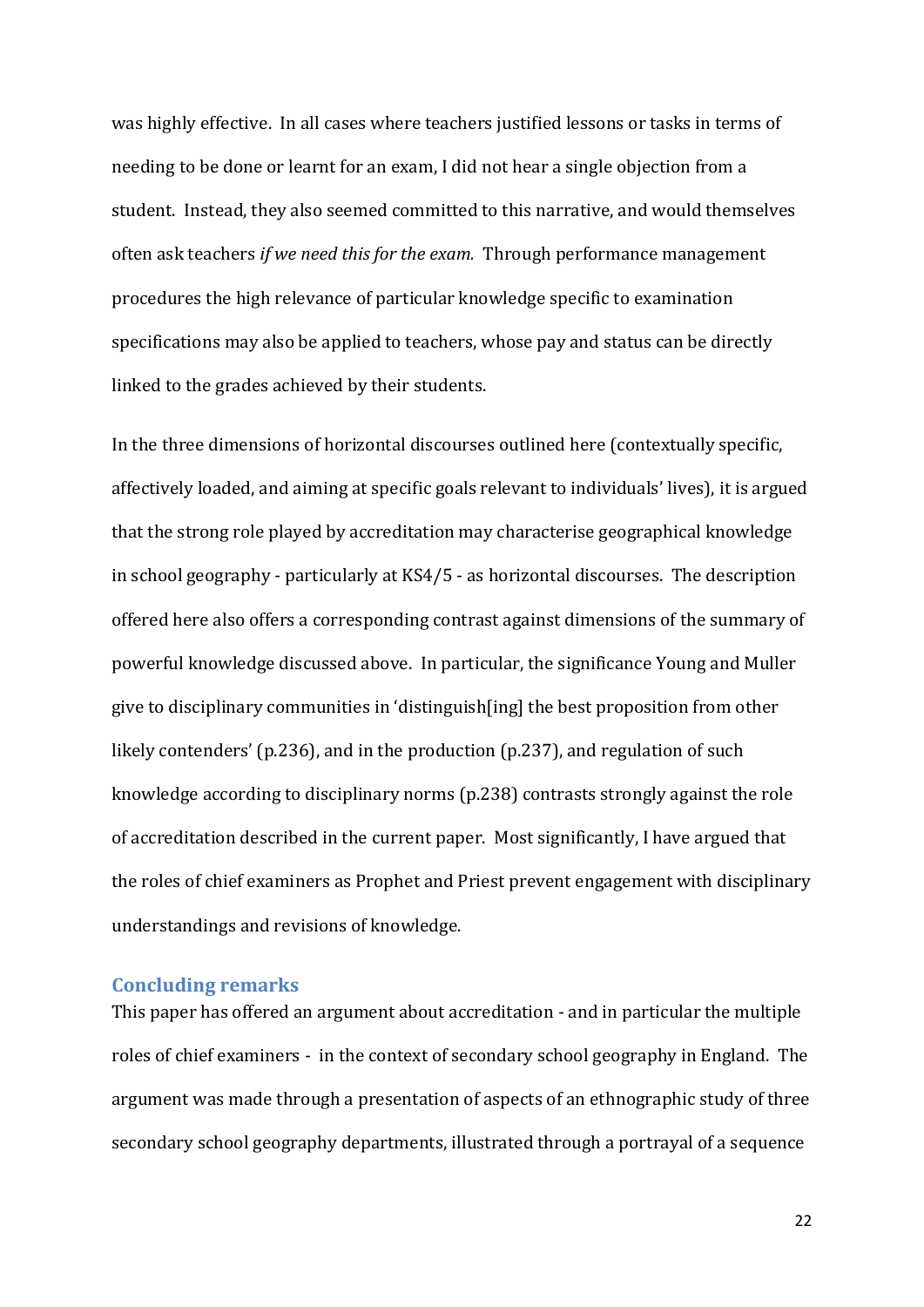was highly effective. In all cases where teachers justified lessons or tasks in terms of needing to be done or learnt for an exam, I did not hear a single objection from a student. Instead, they also seemed committed to this narrative, and would themselves often ask teachers *if we need this for the exam.* Through performance management procedures the high relevance of particular knowledge specific to examination specifications may also be applied to teachers, whose pay and status can be directly linked to the grades achieved by their students.

In the three dimensions of horizontal discourses outlined here (contextually specific, affectively loaded, and aiming at specific goals relevant to individuals' lives), it is argued that the strong role played by accreditation may characterise geographical knowledge in school geography - particularly at KS4/5 - as horizontal discourses. The description offered here also offers a corresponding contrast against dimensions of the summary of powerful knowledge discussed above. In particular, the significance Young and Muller give to disciplinary communities in 'distinguish[ing] the best proposition from other likely contenders' (p.236), and in the production (p.237), and regulation of such knowledge according to disciplinary norms (p.238) contrasts strongly against the role of accreditation described in the current paper. Most significantly, I have argued that the roles of chief examiners as Prophet and Priest prevent engagement with disciplinary understandings and revisions of knowledge.

## Concluding remarks

This paper has offered an argument about accreditation - and in particular the multiple roles of chief examiners - in the context of secondary school geography in England. The argument was made through a presentation of aspects of an ethnographic study of three secondary school geography departments, illustrated through a portrayal of a sequence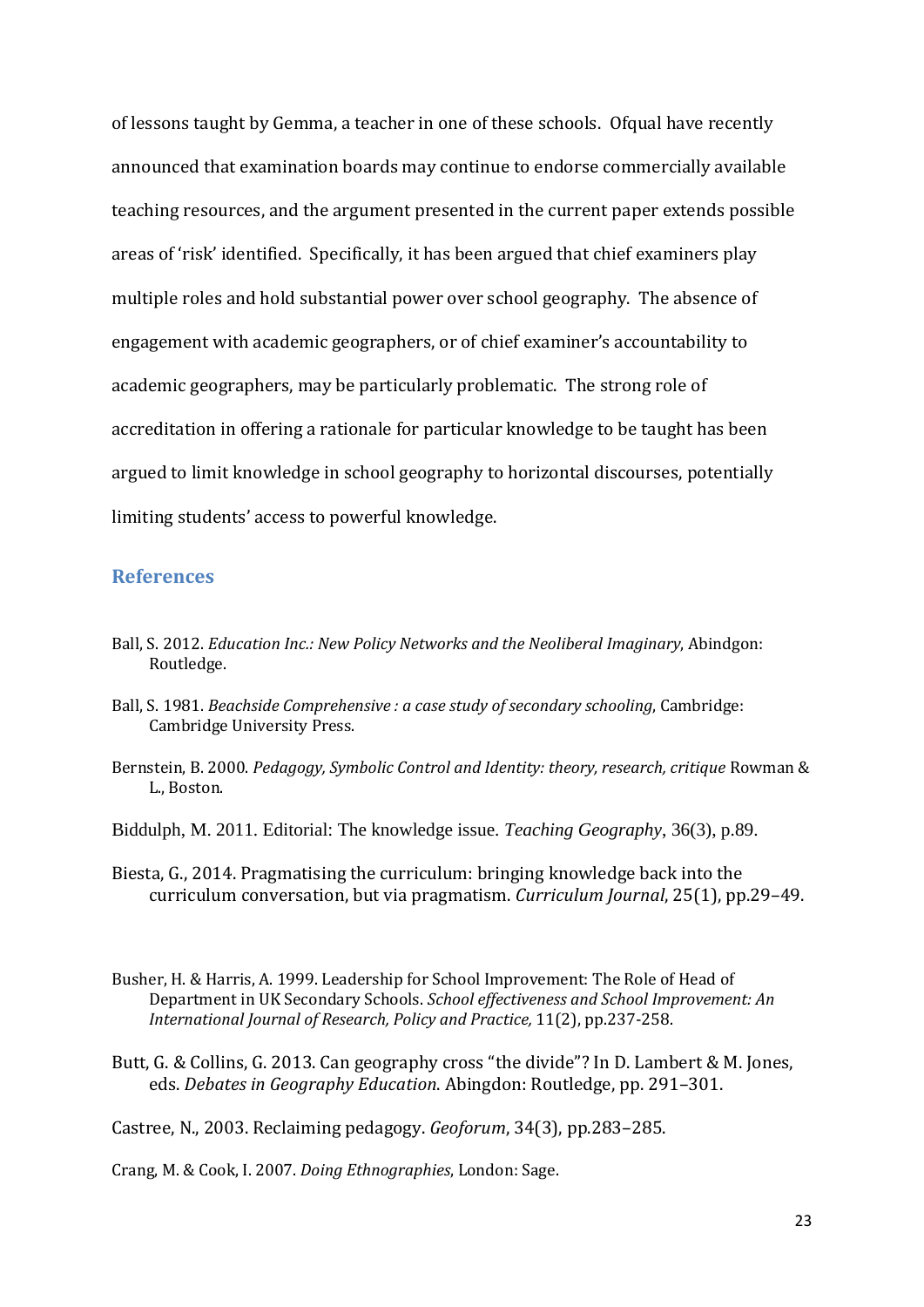of lessons taught by Gemma, a teacher in one of these schools. Ofqual have recently announced that examination boards may continue to endorse commercially available teaching resources, and the argument presented in the current paper extends possible areas of 'risk' identified. Specifically, it has been argued that chief examiners play multiple roles and hold substantial power over school geography. The absence of engagement with academic geographers, or of chief examiner's accountability to academic geographers, may be particularly problematic. The strong role of accreditation in offering a rationale for particular knowledge to be taught has been argued to limit knowledge in school geography to horizontal discourses, potentially limiting students' access to powerful knowledge.

## References

Ball, S. 2012. *Education Inc.: New Policy Networks and the Neoliberal Imaginary*, Abindgon: Routledge.

Ball, S. 1981. *Beachside Comprehensive : a case study of secondary schooling*, Cambridge: Cambridge University Press.

Bernstein, B. 2000. *Pedagogy, Symbolic Control and Identity: theory, research, critique* Rowman & L., Boston.

Biddulph, M. 2011. Editorial: The knowledge issue. *Teaching Geography*, 36(3), p.89.

Biesta, G., 2014. Pragmatising the curriculum: bringing knowledge back into the curriculum conversation, but via pragmatism. *Curriculum Journal*, 25(1), pp.29–49.

Busher, H. & Harris, A. 1999. Leadership for School Improvement: The Role of Head of Department in UK Secondary Schools. *School effectiveness and School Improvement: An International Journal of Research, Policy and Practice,* 11(2), pp.237-258.

Butt, G. & Collins, G. 2013. Can geography cross "the divide"? In D. Lambert & M. Jones, eds. *Debates in Geography Education*. Abingdon: Routledge, pp. 291–301.

Castree, N., 2003. Reclaiming pedagogy. *Geoforum*, 34(3), pp.283–285.

Crang, M. & Cook, I. 2007. *Doing Ethnographies*, London: Sage.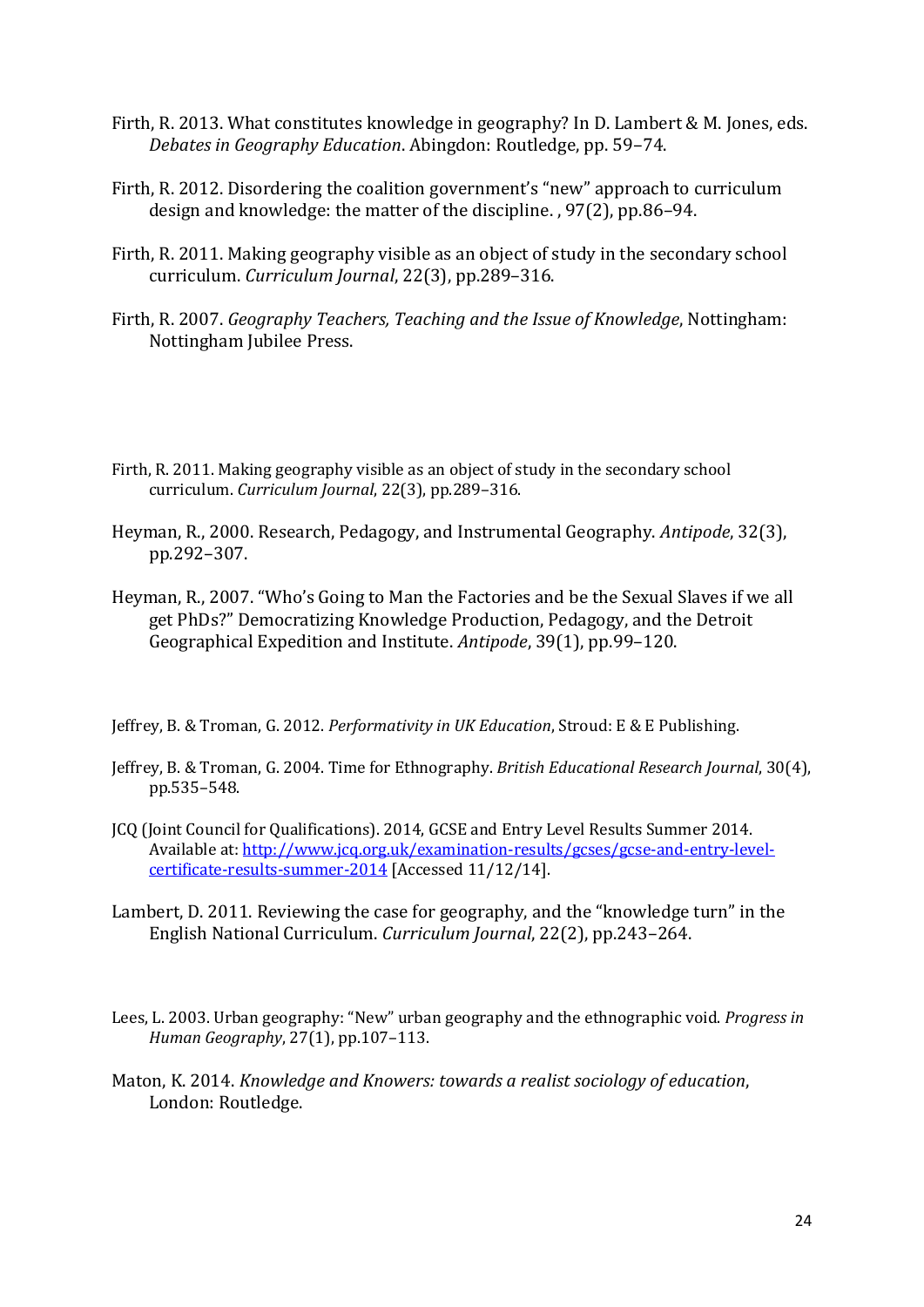Firth, R. 2013. What constitutes knowledge in geography? In D. Lambert & M. Jones, eds. *Debates in Geography Education*. Abingdon: Routledge, pp. 59–74.

Firth, R. 2012. Disordering the coalition government's "new" approach to curriculum design and knowledge: the matter of the discipline. , 97(2), pp.86–94.

Firth, R. 2011. Making geography visible as an object of study in the secondary school curriculum. *Curriculum Journal*, 22(3), pp.289–316.

Firth, R. 2007. *Geography Teachers, Teaching and the Issue of Knowledge*, Nottingham: Nottingham Jubilee Press.

Firth, R. 2011. Making geography visible as an object of study in the secondary school curriculum. *Curriculum Journal*, 22(3), pp.289–316.

Heyman, R., 2000. Research, Pedagogy, and Instrumental Geography. *Antipode*, 32(3), pp.292–307.

Heyman, R., 2007. "Who's Going to Man the Factories and be the Sexual Slaves if we all get PhDs?" Democratizing Knowledge Production, Pedagogy, and the Detroit Geographical Expedition and Institute. *Antipode*, 39(1), pp.99–120.

Jeffrey, B. & Troman, G. 2012. *Performativity in UK Education*, Stroud: E & E Publishing.

Jeffrey, B. & Troman, G. 2004. Time for Ethnography. *British Educational Research Journal*, 30(4), pp.535–548.

JCQ (Joint Council for Qualifications). 2014, GCSE and Entry Level Results Summer 2014. Available at: [http://www.jcq.org.uk/examination-results/gcses/gcse-and-entry-level-certificate-results-summer-2014](http://www.jcq.org.uk/examination-results/gcses/gcse-and-entry-level-certificate-results-summer-2014) [Accessed 11/12/14].

Lambert, D. 2011. Reviewing the case for geography, and the "knowledge turn" in the English National Curriculum. *Curriculum Journal*, 22(2), pp.243–264.

Lees, L. 2003. Urban geography: "New" urban geography and the ethnographic void. *Progress in Human Geography*, 27(1), pp.107–113.

Maton, K. 2014. *Knowledge and Knowers: towards a realist sociology of education*, London: Routledge.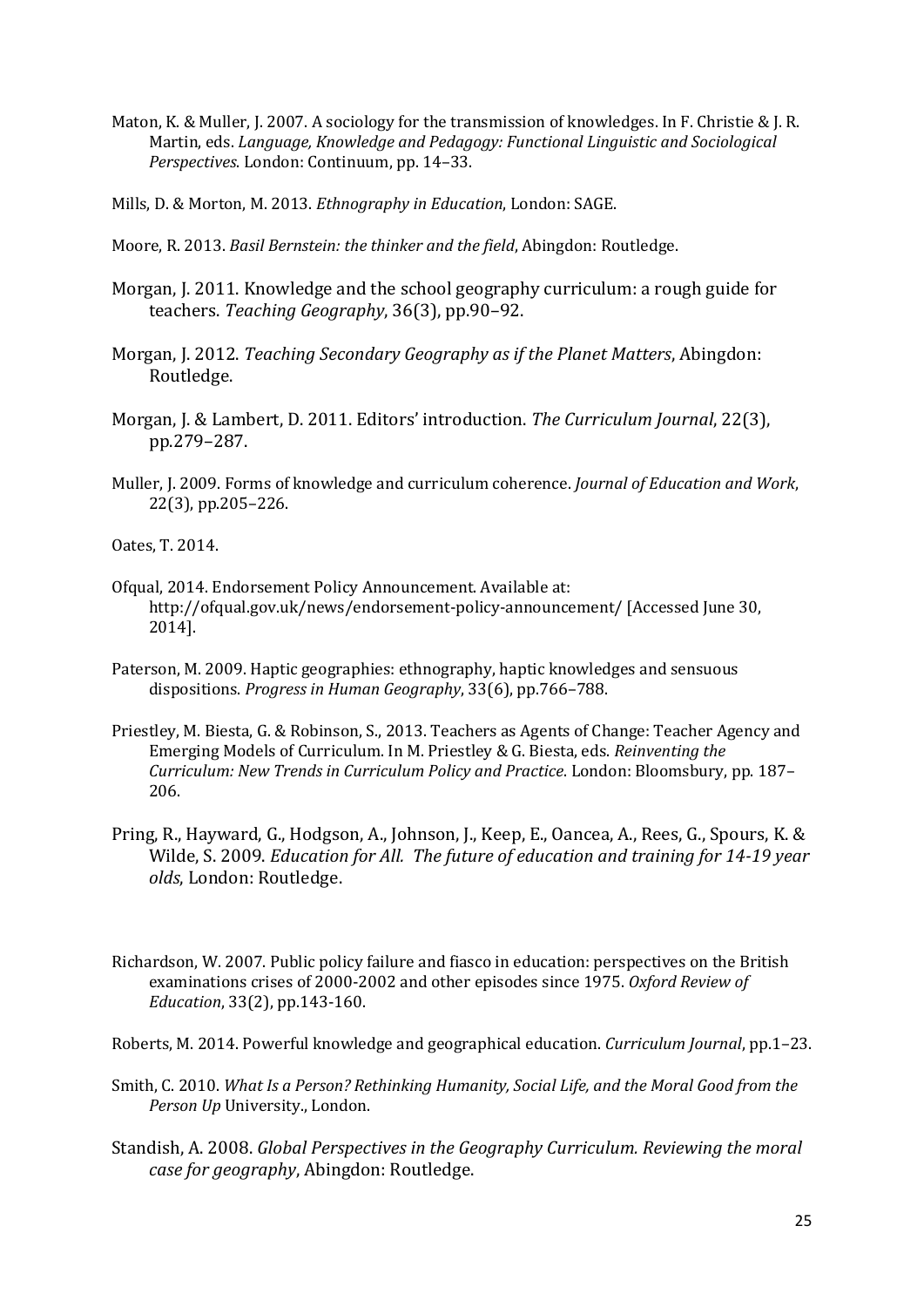Maton, K. & Muller, J. 2007. A sociology for the transmission of knowledges. In F. Christie & J. R. Martin, eds. *Language, Knowledge and Pedagogy: Functional Linguistic and Sociological Perspectives*. London: Continuum, pp. 14–33.

Mills, D. & Morton, M. 2013. *Ethnography in Education*, London: SAGE.

Moore, R. 2013. *Basil Bernstein: the thinker and the field*, Abingdon: Routledge.

Morgan, J. 2011. Knowledge and the school geography curriculum: a rough guide for teachers. *Teaching Geography*, 36(3), pp.90–92.

Morgan, J. 2012. *Teaching Secondary Geography as if the Planet Matters*, Abingdon: Routledge.

Morgan, J. & Lambert, D. 2011. Editors' introduction. *The Curriculum Journal*, 22(3), pp.279–287.

Muller, J. 2009. Forms of knowledge and curriculum coherence. *Journal of Education and Work*, 22(3), pp.205–226.

Oates, T. 2014.

Ofqual, 2014. Endorsement Policy Announcement. Available at: http://ofqual.gov.uk/news/endorsement-policy-announcement/ [Accessed June 30, 2014].

Paterson, M. 2009. Haptic geographies: ethnography, haptic knowledges and sensuous dispositions. *Progress in Human Geography*, 33(6), pp.766–788.

Priestley, M. Biesta, G. & Robinson, S., 2013. Teachers as Agents of Change: Teacher Agency and Emerging Models of Curriculum. In M. Priestley & G. Biesta, eds. *Reinventing the Curriculum: New Trends in Curriculum Policy and Practice*. London: Bloomsbury, pp. 187–206.

Pring, R., Hayward, G., Hodgson, A., Johnson, J., Keep, E., Oancea, A., Rees, G., Spours, K. & Wilde, S. 2009. *Education for All. The future of education and training for 14-19 year olds*, London: Routledge.

Richardson, W. 2007. Public policy failure and fiasco in education: perspectives on the British examinations crises of 2000-2002 and other episodes since 1975. *Oxford Review of Education*, 33(2), pp.143-160.

Roberts, M. 2014. Powerful knowledge and geographical education. *Curriculum Journal*, pp.1–23.

Smith, C. 2010. *What Is a Person? Rethinking Humanity, Social Life, and the Moral Good from the Person Up* University., London.

Standish, A. 2008. *Global Perspectives in the Geography Curriculum. Reviewing the moral case for geography*, Abingdon: Routledge.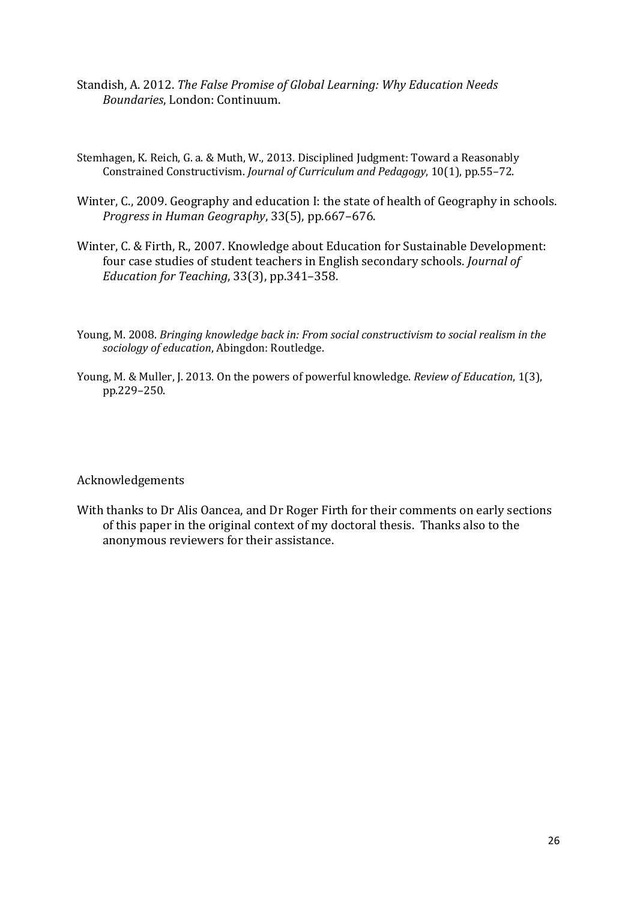Standish, A. 2012. *The False Promise of Global Learning: Why Education Needs Boundaries*, London: Continuum.

Stemhagen, K. Reich, G. a. & Muth, W., 2013. Disciplined Judgment: Toward a Reasonably Constrained Constructivism. *Journal of Curriculum and Pedagogy*, 10(1), pp.55–72.

Winter, C., 2009. Geography and education I: the state of health of Geography in schools. *Progress in Human Geography*, 33(5), pp.667–676.

Winter, C. & Firth, R., 2007. Knowledge about Education for Sustainable Development: four case studies of student teachers in English secondary schools. *Journal of Education for Teaching*, 33(3), pp.341–358.

Young, M. 2008. *Bringing knowledge back in: From social constructivism to social realism in the sociology of education*, Abingdon: Routledge.

Young, M. & Muller, J. 2013. On the powers of powerful knowledge. *Review of Education*, 1(3), pp.229–250.

## Acknowledgements

With thanks to Dr Alis Oancea, and Dr Roger Firth for their comments on early sections of this paper in the original context of my doctoral thesis. Thanks also to the anonymous reviewers for their assistance.